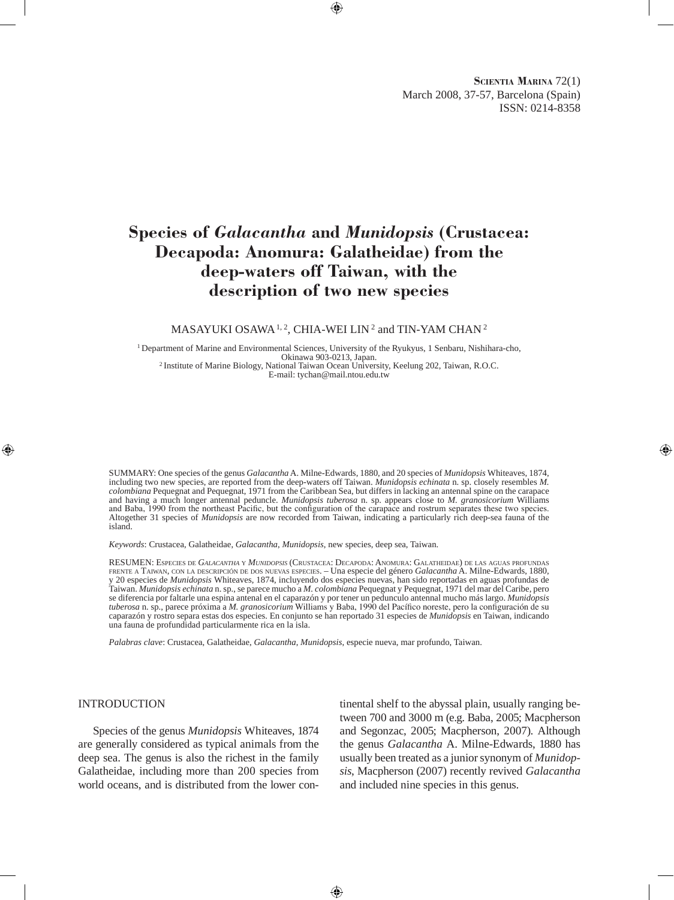# Species of *Galacantha* and *Munidopsis* (Crustacea: Decapoda: Anomura: Galatheidae) from the deep-waters off Taiwan, with the description of two new species

MASAYUKI OSAWA[1, 2], CHIA-WEI LIN[2] and TIN-YAM CHAN[2]

[1] Department of Marine and Environmental Sciences, University of the Ryukyus, 1 Senbaru, Nishihara-cho, Okinawa 903-0213, Japan.
[2] Institute of Marine Biology, National Taiwan Ocean University, Keelung 202, Taiwan, R.O.C.
E-mail: tychan@mail.ntou.edu.tw

SUMMARY: One species of the genus *Galacantha* A. Milne-Edwards, 1880, and 20 species of *Munidopsis* Whiteaves, 1874, including two new species, are reported from the deep-waters off Taiwan. *Munidopsis echinata* n. sp. closely resembles *M. colombiana* Pequegnat and Pequegnat, 1971 from the Caribbean Sea, but differs in lacking an antennal spine on the carapace and having a much longer antennal peduncle. *Munidopsis tuberosa* n. sp. appears close to *M. granosicorium* Williams and Baba, 1990 from the northeast Pacific, but the configuration of the carapace and rostrum separates these two species. Altogether 31 species of *Munidopsis* are now recorded from Taiwan, indicating a particularly rich deep-sea fauna of the island.

*Keywords*: Crustacea, Galatheidae, *Galacantha*, *Munidopsis*, new species, deep sea, Taiwan.

RESUMEN: Especies de *Galacantha* y *Munidopsis* (Crustacea: Decapoda: Anomura: Galatheidae) de las aguas profundas frente a Taiwan, con la descripción de dos nuevas especies. – Una especie del género *Galacantha* A. Milne-Edwards, 1880, y 20 especies de *Munidopsis* Whiteaves, 1874, incluyendo dos especies nuevas, han sido reportadas en aguas profundas de Taiwan. *Munidopsis echinata* n. sp., se parece mucho a *M. colombiana* Pequegnat y Pequegnat, 1971 del mar del Caribe, pero se diferencia por faltarle una espina antenal en el caparazón y por tener un pedunculo antennal mucho más largo. *Munidopsis tuberosa* n. sp., parece próxima a *M. granosicorium* Williams y Baba, 1990 del Pacífico noreste, pero la configuración de su caparazón y rostro separa estas dos especies. En conjunto se han reportado 31 especies de *Munidopsis* en Taiwan, indicando una fauna de profundidad particularmente rica en la isla.

*Palabras clave*: Crustacea, Galatheidae, *Galacantha*, *Munidopsis*, especie nueva, mar profundo, Taiwan.

## INTRODUCTION

Species of the genus *Munidopsis* Whiteaves, 1874 are generally considered as typical animals from the deep sea. The genus is also the richest in the family Galatheidae, including more than 200 species from world oceans, and is distributed from the lower continental shelf to the abyssal plain, usually ranging between 700 and 3000 m (e.g. Baba, 2005; Macpherson and Segonzac, 2005; Macpherson, 2007). Although the genus *Galacantha* A. Milne-Edwards, 1880 has usually been treated as a junior synonym of *Munidopsis*, Macpherson (2007) recently revived *Galacantha* and included nine species in this genus.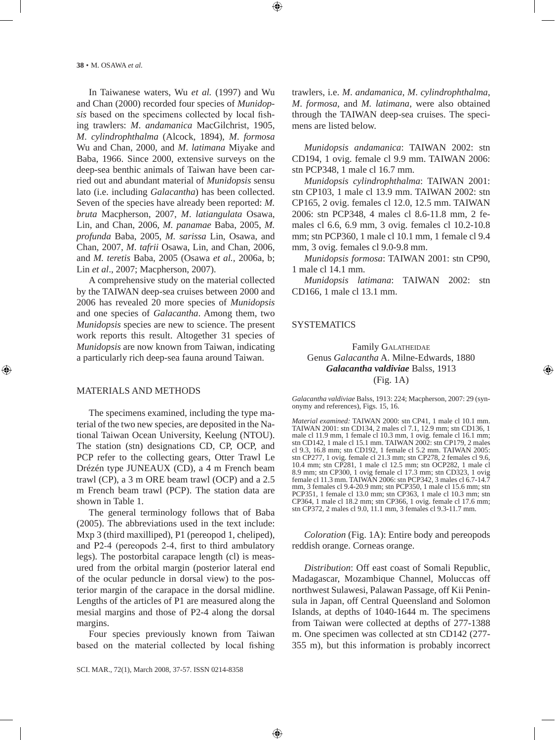In Taiwanese waters, Wu *et al.* (1997) and Wu and Chan (2000) recorded four species of *Munidopsis* based on the specimens collected by local fishing trawlers: *M. andamanica* MacGilchrist, 1905, *M. cylindrophthalma* (Alcock, 1894), *M. formosa* Wu and Chan, 2000, and *M. latimana* Miyake and Baba, 1966. Since 2000, extensive surveys on the deep-sea benthic animals of Taiwan have been carried out and abundant material of *Munidopsis* sensu lato (i.e. including *Galacantha*) has been collected. Seven of the species have already been reported: *M. bruta* Macpherson, 2007, *M. latiangulata* Osawa, Lin, and Chan, 2006, *M. panamae* Baba, 2005, *M. profunda* Baba, 2005, *M. sarissa* Lin, Osawa, and Chan, 2007, *M. tafrii* Osawa, Lin, and Chan, 2006, and *M. teretis* Baba, 2005 (Osawa *et al.*, 2006a, b; Lin *et al*., 2007; Macpherson, 2007).

A comprehensive study on the material collected by the TAIWAN deep-sea cruises between 2000 and 2006 has revealed 20 more species of *Munidopsis* and one species of *Galacantha*. Among them, two *Munidopsis* species are new to science. The present work reports this result. Altogether 31 species of *Munidopsis* are now known from Taiwan, indicating a particularly rich deep-sea fauna around Taiwan.

## MATERIALS AND METHODS

The specimens examined, including the type material of the two new species, are deposited in the National Taiwan Ocean University, Keelung (NTOU). The station (stn) designations CD, CP, OCP, and PCP refer to the collecting gears, Otter Trawl Le Drézén type JUNEAUX (CD), a 4 m French beam trawl (CP), a 3 m ORE beam trawl (OCP) and a 2.5 m French beam trawl (PCP). The station data are shown in Table 1.

The general terminology follows that of Baba (2005). The abbreviations used in the text include: Mxp 3 (third maxilliped), P1 (pereopod 1, cheliped), and P2-4 (pereopods 2-4, first to third ambulatory legs). The postorbital carapace length (cl) is measured from the orbital margin (posterior lateral end of the ocular peduncle in dorsal view) to the posterior margin of the carapace in the dorsal midline. Lengths of the articles of P1 are measured along the mesial margins and those of P2-4 along the dorsal margins.

Four species previously known from Taiwan based on the material collected by local fishing trawlers, i.e. *M. andamanica*, *M. cylindrophthalma*, *M. formosa*, and *M. latimana,* were also obtained through the TAIWAN deep-sea cruises. The specimens are listed below.

*Munidopsis andamanica*: TAIWAN 2002: stn CD194, 1 ovig. female cl 9.9 mm. TAIWAN 2006: stn PCP348, 1 male cl 16.7 mm.

*Munidopsis cylindrophthalma*: TAIWAN 2001: stn CP103, 1 male cl 13.9 mm. TAIWAN 2002: stn CP165, 2 ovig. females cl 12.0, 12.5 mm. TAIWAN 2006: stn PCP348, 4 males cl 8.6-11.8 mm, 2 females cl 6.6, 6.9 mm, 3 ovig. females cl 10.2-10.8 mm; stn PCP360, 1 male cl 10.1 mm, 1 female cl 9.4 mm, 3 ovig. females cl 9.0-9.8 mm.

*Munidopsis formosa*: TAIWAN 2001: stn CP90, 1 male cl 14.1 mm.

*Munidopsis latimana*: TAIWAN 2002: stn CD166, 1 male cl 13.1 mm.

## SYSTEMATICS

### Family Galatheidae

### Genus *Galacantha* A. Milne-Edwards, 1880

### ***Galacantha valdiviae*** Balss, 1913

(Fig. 1A)

*Galacantha valdiviae* Balss, 1913: 224; Macpherson, 2007: 29 (synonymy and references), Figs. 15, 16.

*Material examined:* TAIWAN 2000: stn CP41, 1 male cl 10.1 mm. TAIWAN 2001: stn CD134, 2 males cl 7.1, 12.9 mm; stn CD136, 1 male cl 11.9 mm, 1 female cl 10.3 mm, 1 ovig. female cl 16.1 mm; stn CD142, 1 male cl 15.1 mm. TAIWAN 2002: stn CP179, 2 males cl 9.3, 16.8 mm; stn CD192, 1 female cl 5.2 mm. TAIWAN 2005: stn CP277, 1 ovig. female cl 21.3 mm; stn CP278, 2 females cl 9.6, 10.4 mm; stn CP281, 1 male cl 12.5 mm; stn OCP282, 1 male cl 8.9 mm; stn CP300, 1 ovig female cl 17.3 mm; stn CD323, 1 ovig female cl 11.3 mm. TAIWAN 2006: stn PCP342, 3 males cl 6.7-14.7 mm, 3 females cl 9.4-20.9 mm; stn PCP350, 1 male cl 15.6 mm; stn PCP351, 1 female cl 13.0 mm; stn CP363, 1 male cl 10.3 mm; stn CP364, 1 male cl 18.2 mm; stn CP366, 1 ovig. female cl 17.6 mm; stn CP372, 2 males cl 9.0, 11.1 mm, 3 females cl 9.3-11.7 mm.

*Coloration* (Fig. 1A): Entire body and pereopods reddish orange. Corneas orange.

*Distribution*: Off east coast of Somali Republic, Madagascar, Mozambique Channel, Moluccas off northwest Sulawesi, Palawan Passage, off Kii Peninsula in Japan, off Central Queensland and Solomon Islands, at depths of 1040-1644 m. The specimens from Taiwan were collected at depths of 277-1388 m. One specimen was collected at stn CD142 (277-355 m), but this information is probably incorrect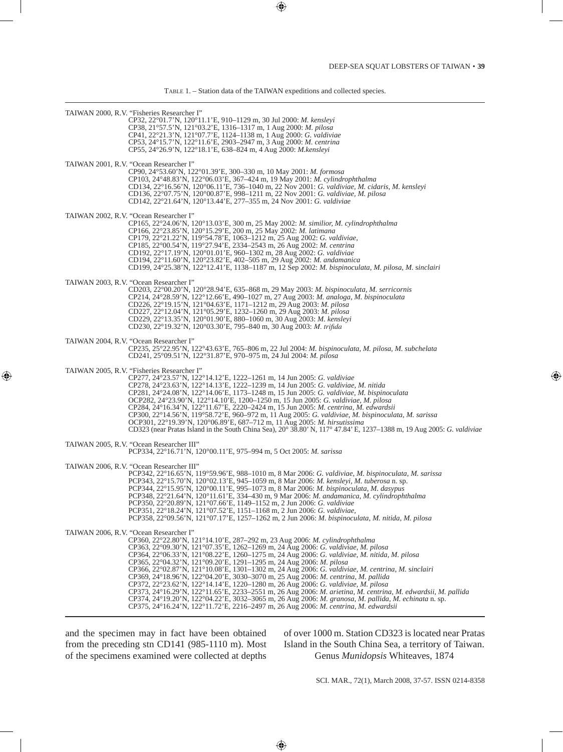TABLE 1. – Station data of the TAIWAN expeditions and collected species.

TAIWAN 2000, R.V. "Fisheries Researcher I"

CP32, 22°01.7'N, 120°11.1'E, 910–1129 m, 30 Jul 2000: *M. kensleyi*
CP38, 21°57.5'N, 121°03.2'E, 1316–1317 m, 1 Aug 2000: *M. pilosa*
CP41, 22°21.3'N, 121°07.7'E, 1124–1138 m, 1 Aug 2000: *G. valdiviae*
CP53, 24°15.7'N, 122°11.6'E, 2903–2947 m, 3 Aug 2000: *M. centrina*
CP55, 24°26.9'N, 122°18.1'E, 638–824 m, 4 Aug 2000: *M.kensleyi*

TAIWAN 2001, R.V. "Ocean Researcher I"

CP90, 24°53.60'N, 122°01.39'E, 300–330 m, 10 May 2001: *M. formosa*
CP103, 24°48.83'N, 122°06.03'E, 367–424 m, 19 May 2001: *M. cylindrophthalma*
CD134, 22°16.56'N, 120°06.11'E, 736–1040 m, 22 Nov 2001: *G. valdiviae, M. cidaris, M. kensleyi*
CD136, 22°07.75'N, 120°00.87'E, 998–1211 m, 22 Nov 2001: *G. valdiviae, M. pilosa*
CD142, 22°21.64'N, 120°13.44'E, 277–355 m, 24 Nov 2001: *G. valdiviae*

TAIWAN 2002, R.V. "Ocean Researcher I"

CP165, 22°24.06'N, 120°13.03'E, 300 m, 25 May 2002: *M. similior, M. cylindrophthalma*
CP166, 22°23.85'N, 120°15.29'E, 200 m, 25 May 2002: *M. latimana*
CP179, 22°21.22'N, 119°54.78'E, 1063–1212 m, 25 Aug 2002: *G. valdiviae,*
CP185, 22°00.54'N, 119°27.94'E, 2334–2543 m, 26 Aug 2002: *M. centrina*
CD192, 22°17.19'N, 120°01.01'E, 960–1302 m, 28 Aug 2002: *G. valdiviae*
CD194, 22°11.60'N, 120°23.82'E, 402–505 m, 29 Aug 2002: *M. andamanica*
CD199, 24°25.38'N, 122°12.41'E, 1138–1187 m, 12 Sep 2002: *M. bispinoculata, M. pilosa, M. sinclairi*

TAIWAN 2003, R.V. "Ocean Researcher I"

CD203, 22°00.20'N, 120°28.94'E, 635–868 m, 29 May 2003: *M. bispinoculata, M. serricornis*
CP214, 24°28.59'N, 122°12.66'E, 490–1027 m, 27 Aug 2003: *M. analoga, M. bispinoculata*
CD226, 22°19.15'N, 121°04.63'E, 1171–1212 m, 29 Aug 2003: *M. pilosa*
CD227, 22°12.04'N, 121°05.29'E, 1232–1260 m, 29 Aug 2003: *M. pilosa*
CD229, 22°13.35'N, 120°01.90'E, 880–1060 m, 30 Aug 2003: *M. kensleyi*
CD230, 22°19.32'N, 120°03.30'E, 795–840 m, 30 Aug 2003: *M. trifida*

TAIWAN 2004, R.V. "Ocean Researcher I"

CP235, 25°22.95'N, 122°43.63'E, 765–806 m, 22 Jul 2004: *M. bispinoculata, M. pilosa, M. subchelata*
CD241, 25°09.51'N, 122°31.87'E, 970–975 m, 24 Jul 2004: *M. pilosa*

TAIWAN 2005, R.V. "Fisheries Researcher I"

CP277, 24°23.57'N, 122°14.12'E, 1222–1261 m, 14 Jun 2005: *G. valdiviae*
CP278, 24°23.63'N, 122°14.13'E, 1222–1239 m, 14 Jun 2005: *G. valdiviae, M. nitida*
CP281, 24°24.08'N, 122°14.06'E, 1173–1248 m, 15 Jun 2005: *G. valdiviae, M. bispinoculata*
OCP282, 24°23.90'N, 122°14.10'E, 1200–1250 m, 15 Jun 2005: *G. valdiviae, M. pilosa*
CP284, 24°16.34'N, 122°11.67'E, 2220–2424 m, 15 Jun 2005: *M. centrina, M. edwardsii*
CP300, 22°14.56'N, 119°58.72'E, 960–972 m, 11 Aug 2005: *G. valdiviae, M. bispinoculata, M. sarissa*
OCP301, 22°19.39'N, 120°06.89'E, 687–712 m, 11 Aug 2005: *M. hirsutissima*
CD323 (near Pratas Island in the South China Sea), 20° 38.80' N, 117° 47.84' E, 1237–1388 m, 19 Aug 2005: *G. valdiviae*

TAIWAN 2005, R.V. "Ocean Researcher III"

PCP334, 22°16.71'N, 120°00.11'E, 975–994 m, 5 Oct 2005: *M. sarissa*

TAIWAN 2006, R.V. "Ocean Researcher III"

PCP342, 22°16.65'N, 119°59.96'E, 988–1010 m, 8 Mar 2006: *G. valdiviae, M. bispinoculata, M. sarissa*
PCP343, 22°15.70'N, 120°02.13'E, 945–1059 m, 8 Mar 2006: *M. kensleyi, M. tuberosa* n. sp.
PCP344, 22°15.95'N, 120°00.11'E, 995–1073 m, 8 Mar 2006: *M. bispinoculata, M. dasypus*
PCP348, 22°21.64'N, 120°11.61'E, 334–430 m, 9 Mar 2006: *M. andamanica, M. cylindrophthalma*
PCP350, 22°20.89'N, 121°07.66'E, 1149–1152 m, 2 Jun 2006: *G. valdiviae*
PCP351, 22°18.24'N, 121°07.52'E, 1151–1168 m, 2 Jun 2006: *G. valdiviae,*
PCP358, 22°09.56'N, 121°07.17'E, 1257–1262 m, 2 Jun 2006: *M. bispinoculata, M. nitida, M. pilosa*

TAIWAN 2006, R.V. "Ocean Researcher I"

CP360, 22°22.80'N, 121°14.10'E, 287–292 m, 23 Aug 2006: *M. cylindrophthalma*
CP363, 22°09.30'N, 121°07.35'E, 1262–1269 m, 24 Aug 2006: *G. valdiviae, M. pilosa*
CP364, 22°06.33'N, 121°08.22'E, 1260–1275 m, 24 Aug 2006: *G. valdiviae, M. nitida, M. pilosa*
CP365, 22°04.32'N, 121°09.20'E, 1291–1295 m, 24 Aug 2006: *M. pilosa*
CP366, 22°02.87'N, 121°10.08'E, 1301–1302 m, 24 Aug 2006: *G. valdiviae, M. centrina, M. sinclairi*
CP369, 24°18.96'N, 122°04.20'E, 3030–3070 m, 25 Aug 2006: *M. centrina, M. pallida*
CP372, 22°23.62'N, 122°14.14'E, 1220–1280 m, 26 Aug 2006: *G. valdiviae, M. pilosa*
CP373, 24°16.29'N, 122°11.65'E, 2233–2551 m, 26 Aug 2006: *M. arietina, M. centrina, M. edwardsii, M. pallida*
CP374, 24°19.20'N, 122°04.22'E, 3032–3065 m, 26 Aug 2006: *M. granosa, M. pallida, M. echinata* n. sp.
CP375, 24°16.24'N, 122°11.72'E, 2216–2497 m, 26 Aug 2006: *M. centrina, M. edwardsii*

and the specimen may in fact have been obtained from the preceding stn CD141 (985-1110 m). Most of the specimens examined were collected at depths of over 1000 m. Station CD323 is located near Pratas Island in the South China Sea, a territory of Taiwan.

Genus *Munidopsis* Whiteaves, 1874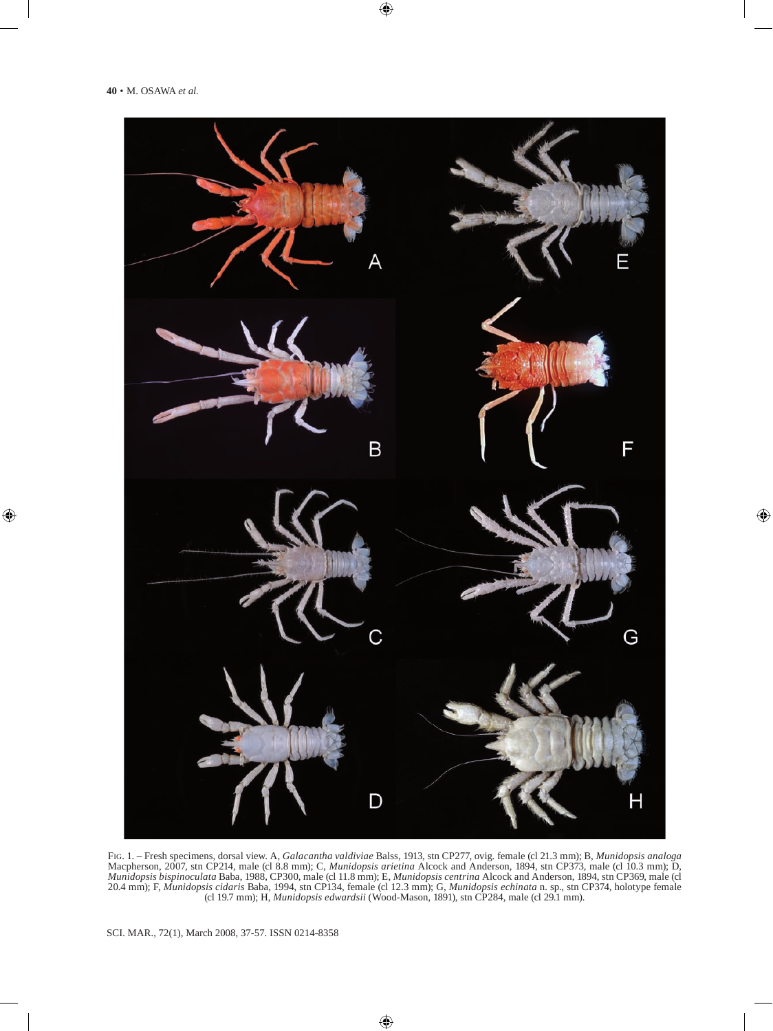Fig. 1. – Fresh specimens, dorsal view. A, *Galacantha valdiviae* Balss, 1913, stn CP277, ovig. female (cl 21.3 mm); B, *Munidopsis analoga* Macpherson, 2007, stn CP214, male (cl 8.8 mm); C, *Munidopsis arietina* Alcock and Anderson, 1894, stn CP373, male (cl 10.3 mm); D, *Munidopsis bispinoculata* Baba, 1988, CP300, male (cl 11.8 mm); E, *Munidopsis centrina* Alcock and Anderson, 1894, stn CP369, male (cl 20.4 mm); F, *Munidopsis cidaris* Baba, 1994, stn CP134, female (cl 12.3 mm); G, *Munidopsis echinata* n. sp., stn CP374, holotype female (cl 19.7 mm); H, *Munidopsis edwardsii* (Wood-Mason, 1891), stn CP284, male (cl 29.1 mm).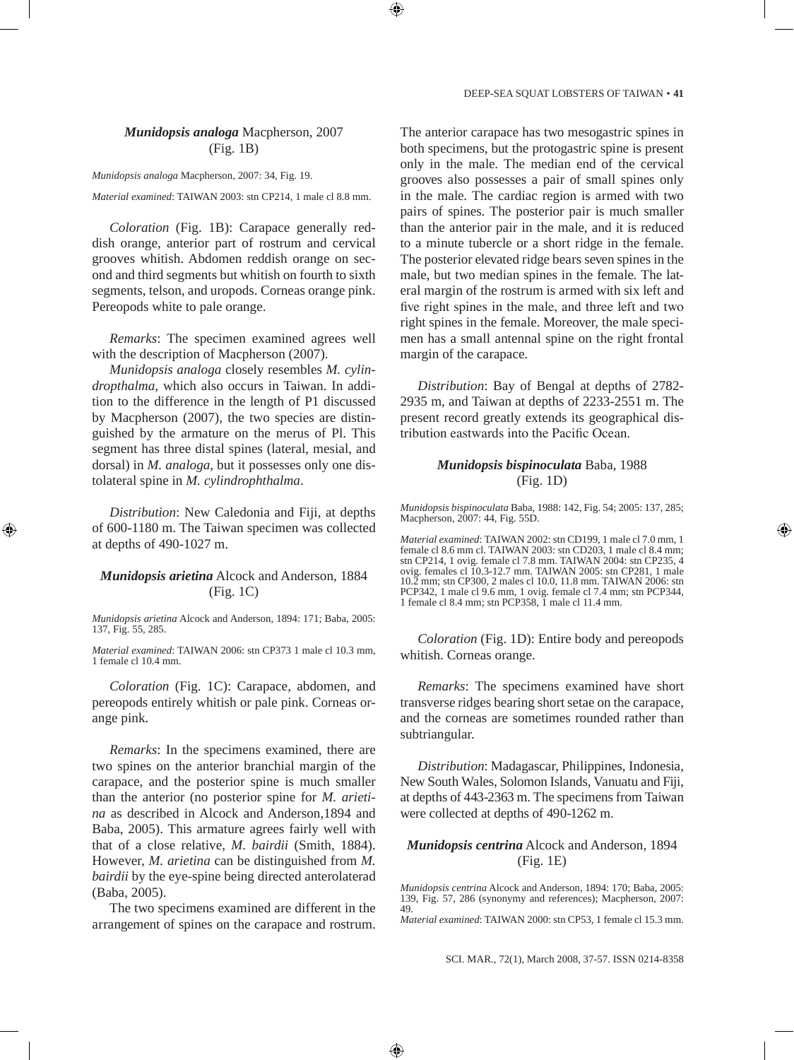### *Munidopsis analoga* Macpherson, 2007
(Fig. 1B)

*Munidopsis analoga* Macpherson, 2007: 34, Fig. 19.

*Material examined*: TAIWAN 2003: stn CP214, 1 male cl 8.8 mm.

*Coloration* (Fig. 1B): Carapace generally reddish orange, anterior part of rostrum and cervical grooves whitish. Abdomen reddish orange on second and third segments but whitish on fourth to sixth segments, telson, and uropods. Corneas orange pink. Pereopods white to pale orange.

*Remarks*: The specimen examined agrees well with the description of Macpherson (2007).

*Munidopsis analoga* closely resembles *M. cylindropthalma,* which also occurs in Taiwan. In addition to the difference in the length of P1 discussed by Macpherson (2007), the two species are distinguished by the armature on the merus of Pl. This segment has three distal spines (lateral, mesial, and dorsal) in *M. analoga,* but it possesses only one distolateral spine in *M. cylindrophthalma*.

*Distribution*: New Caledonia and Fiji, at depths of 600-1180 m. The Taiwan specimen was collected at depths of 490-1027 m.

### *Munidopsis arietina* Alcock and Anderson, 1884
(Fig. 1C)

*Munidopsis arietina* Alcock and Anderson, 1894: 171; Baba, 2005: 137, Fig. 55, 285.

*Material examined*: TAIWAN 2006: stn CP373 1 male cl 10.3 mm, 1 female cl 10.4 mm.

*Coloration* (Fig. 1C): Carapace, abdomen, and pereopods entirely whitish or pale pink. Corneas orange pink.

*Remarks*: In the specimens examined, there are two spines on the anterior branchial margin of the carapace, and the posterior spine is much smaller than the anterior (no posterior spine for *M. arietina* as described in Alcock and Anderson,1894 and Baba, 2005). This armature agrees fairly well with that of a close relative, *M. bairdii* (Smith, 1884). However, *M. arietina* can be distinguished from *M. bairdii* by the eye-spine being directed anterolaterad (Baba, 2005).

The two specimens examined are different in the arrangement of spines on the carapace and rostrum. The anterior carapace has two mesogastric spines in both specimens, but the protogastric spine is present only in the male. The median end of the cervical grooves also possesses a pair of small spines only in the male. The cardiac region is armed with two pairs of spines. The posterior pair is much smaller than the anterior pair in the male, and it is reduced to a minute tubercle or a short ridge in the female. The posterior elevated ridge bears seven spines in the male, but two median spines in the female. The lateral margin of the rostrum is armed with six left and five right spines in the male, and three left and two right spines in the female. Moreover, the male specimen has a small antennal spine on the right frontal margin of the carapace.

*Distribution*: Bay of Bengal at depths of 2782-2935 m, and Taiwan at depths of 2233-2551 m. The present record greatly extends its geographical distribution eastwards into the Pacific Ocean.

### *Munidopsis bispinoculata* Baba, 1988
(Fig. 1D)

*Munidopsis bispinoculata* Baba, 1988: 142, Fig. 54; 2005: 137, 285; Macpherson, 2007: 44, Fig. 55D.

*Material examined*: TAIWAN 2002: stn CD199, 1 male cl 7.0 mm, 1 female cl 8.6 mm cl. TAIWAN 2003: stn CD203, 1 male cl 8.4 mm; stn CP214, 1 ovig. female cl 7.8 mm. TAIWAN 2004: stn CP235, 4 ovig. females cl 10.3-12.7 mm. TAIWAN 2005: stn CP281, 1 male 10.2 mm; stn CP300, 2 males cl 10.0, 11.8 mm. TAIWAN 2006: stn PCP342, 1 male cl 9.6 mm, 1 ovig. female cl 7.4 mm; stn PCP344, 1 female cl 8.4 mm; stn PCP358, 1 male cl 11.4 mm.

*Coloration* (Fig. 1D): Entire body and pereopods whitish. Corneas orange.

*Remarks*: The specimens examined have short transverse ridges bearing short setae on the carapace, and the corneas are sometimes rounded rather than subtriangular.

*Distribution*: Madagascar, Philippines, Indonesia, New South Wales, Solomon Islands, Vanuatu and Fiji, at depths of 443-2363 m. The specimens from Taiwan were collected at depths of 490-1262 m.

### *Munidopsis centrina* Alcock and Anderson, 1894
(Fig. 1E)

*Munidopsis centrina* Alcock and Anderson, 1894: 170; Baba, 2005: 139, Fig. 57, 286 (synonymy and references); Macpherson, 2007: 49.

*Material examined*: TAIWAN 2000: stn CP53, 1 female cl 15.3 mm.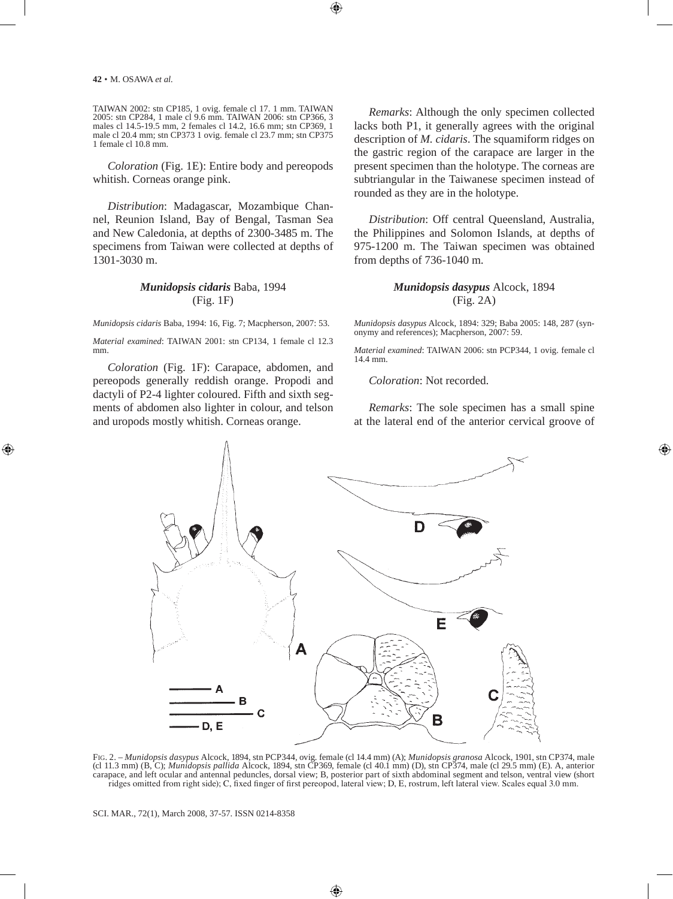TAIWAN 2002: stn CP185, 1 ovig. female cl 17. 1 mm. TAIWAN 2005: stn CP284, 1 male cl 9.6 mm. TAIWAN 2006: stn CP366, 3 males cl 14.5-19.5 mm, 2 females cl 14.2, 16.6 mm; stn CP369, 1 male cl 20.4 mm; stn CP373 1 ovig. female cl 23.7 mm; stn CP375 1 female cl 10.8 mm.

*Coloration* (Fig. 1E): Entire body and pereopods whitish. Corneas orange pink.

*Distribution*: Madagascar, Mozambique Channel, Reunion Island, Bay of Bengal, Tasman Sea and New Caledonia, at depths of 2300-3485 m. The specimens from Taiwan were collected at depths of 1301-3030 m.

### *Munidopsis cidaris* Baba, 1994 (Fig. 1F)

*Munidopsis cidaris* Baba, 1994: 16, Fig. 7; Macpherson, 2007: 53.

*Material examined*: TAIWAN 2001: stn CP134, 1 female cl 12.3 mm.

*Coloration* (Fig. 1F): Carapace, abdomen, and pereopods generally reddish orange. Propodi and dactyli of P2-4 lighter coloured. Fifth and sixth segments of abdomen also lighter in colour, and telson and uropods mostly whitish. Corneas orange.

*Remarks*: Although the only specimen collected lacks both P1, it generally agrees with the original description of *M. cidaris*. The squamiform ridges on the gastric region of the carapace are larger in the present specimen than the holotype. The corneas are subtriangular in the Taiwanese specimen instead of rounded as they are in the holotype.

*Distribution*: Off central Queensland, Australia, the Philippines and Solomon Islands, at depths of 975-1200 m. The Taiwan specimen was obtained from depths of 736-1040 m.

### *Munidopsis dasypus* Alcock, 1894 (Fig. 2A)

*Munidopsis dasypus* Alcock, 1894: 329; Baba 2005: 148, 287 (synonymy and references); Macpherson, 2007: 59.

*Material examined*: TAIWAN 2006: stn PCP344, 1 ovig. female cl 14.4 mm.

*Coloration*: Not recorded.

*Remarks*: The sole specimen has a small spine at the lateral end of the anterior cervical groove of

FIG. 2. – *Munidopsis dasypus* Alcock, 1894, stn PCP344, ovig. female (cl 14.4 mm) (A); *Munidopsis granosa* Alcock, 1901, stn CP374, male (cl 11.3 mm) (B, C); *Munidopsis pallida* Alcock, 1894, stn CP369, female (cl 40.1 mm) (D), stn CP374, male (cl 29.5 mm) (E). A, anterior carapace, and left ocular and antennal peduncles, dorsal view; B, posterior part of sixth abdominal segment and telson, ventral view (short ridges omitted from right side); C, fixed finger of first pereopod, lateral view; D, E, rostrum, left lateral view. Scales equal 3.0 mm.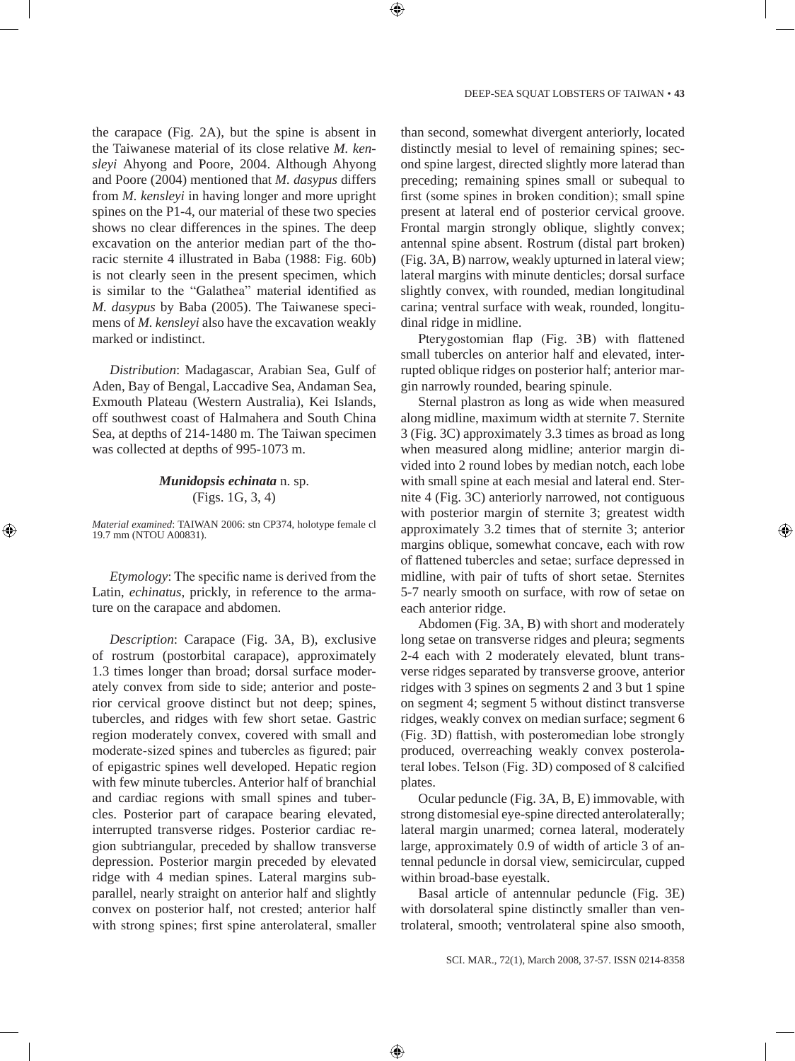the carapace (Fig. 2A), but the spine is absent in the Taiwanese material of its close relative *M. kensleyi* Ahyong and Poore, 2004. Although Ahyong and Poore (2004) mentioned that *M. dasypus* differs from *M. kensleyi* in having longer and more upright spines on the P1-4, our material of these two species shows no clear differences in the spines. The deep excavation on the anterior median part of the thoracic sternite 4 illustrated in Baba (1988: Fig. 60b) is not clearly seen in the present specimen, which is similar to the "Galathea" material identified as *M. dasypus* by Baba (2005). The Taiwanese specimens of *M. kensleyi* also have the excavation weakly marked or indistinct.

*Distribution*: Madagascar, Arabian Sea, Gulf of Aden, Bay of Bengal, Laccadive Sea, Andaman Sea, Exmouth Plateau (Western Australia), Kei Islands, off southwest coast of Halmahera and South China Sea, at depths of 214-1480 m. The Taiwan specimen was collected at depths of 995-1073 m.

### *Munidopsis echinata* n. sp.
(Figs. 1G, 3, 4)

*Material examined*: TAIWAN 2006: stn CP374, holotype female cl 19.7 mm (NTOU A00831).

*Etymology*: The specific name is derived from the Latin, *echinatus*, prickly, in reference to the armature on the carapace and abdomen.

*Description*: Carapace (Fig. 3A, B), exclusive of rostrum (postorbital carapace), approximately 1.3 times longer than broad; dorsal surface moderately convex from side to side; anterior and posterior cervical groove distinct but not deep; spines, tubercles, and ridges with few short setae. Gastric region moderately convex, covered with small and moderate-sized spines and tubercles as figured; pair of epigastric spines well developed. Hepatic region with few minute tubercles. Anterior half of branchial and cardiac regions with small spines and tubercles. Posterior part of carapace bearing elevated, interrupted transverse ridges. Posterior cardiac region subtriangular, preceded by shallow transverse depression. Posterior margin preceded by elevated ridge with 4 median spines. Lateral margins subparallel, nearly straight on anterior half and slightly convex on posterior half, not crested; anterior half with strong spines; first spine anterolateral, smaller than second, somewhat divergent anteriorly, located distinctly mesial to level of remaining spines; second spine largest, directed slightly more laterad than preceding; remaining spines small or subequal to first (some spines in broken condition); small spine present at lateral end of posterior cervical groove. Frontal margin strongly oblique, slightly convex; antennal spine absent. Rostrum (distal part broken) (Fig. 3A, B) narrow, weakly upturned in lateral view; lateral margins with minute denticles; dorsal surface slightly convex, with rounded, median longitudinal carina; ventral surface with weak, rounded, longitudinal ridge in midline.

Pterygostomian flap (Fig. 3B) with flattened small tubercles on anterior half and elevated, interrupted oblique ridges on posterior half; anterior margin narrowly rounded, bearing spinule.

Sternal plastron as long as wide when measured along midline, maximum width at sternite 7. Sternite 3 (Fig. 3C) approximately 3.3 times as broad as long when measured along midline; anterior margin divided into 2 round lobes by median notch, each lobe with small spine at each mesial and lateral end. Sternite 4 (Fig. 3C) anteriorly narrowed, not contiguous with posterior margin of sternite 3; greatest width approximately 3.2 times that of sternite 3; anterior margins oblique, somewhat concave, each with row of flattened tubercles and setae; surface depressed in midline, with pair of tufts of short setae. Sternites 5-7 nearly smooth on surface, with row of setae on each anterior ridge.

Abdomen (Fig. 3A, B) with short and moderately long setae on transverse ridges and pleura; segments 2-4 each with 2 moderately elevated, blunt transverse ridges separated by transverse groove, anterior ridges with 3 spines on segments 2 and 3 but 1 spine on segment 4; segment 5 without distinct transverse ridges, weakly convex on median surface; segment 6 (Fig. 3D) flattish, with posteromedian lobe strongly produced, overreaching weakly convex posterolateral lobes. Telson (Fig. 3D) composed of 8 calcified plates.

Ocular peduncle (Fig. 3A, B, E) immovable, with strong distomesial eye-spine directed anterolaterally; lateral margin unarmed; cornea lateral, moderately large, approximately 0.9 of width of article 3 of antennal peduncle in dorsal view, semicircular, cupped within broad-base eyestalk.

Basal article of antennular peduncle (Fig. 3E) with dorsolateral spine distinctly smaller than ventrolateral, smooth; ventrolateral spine also smooth,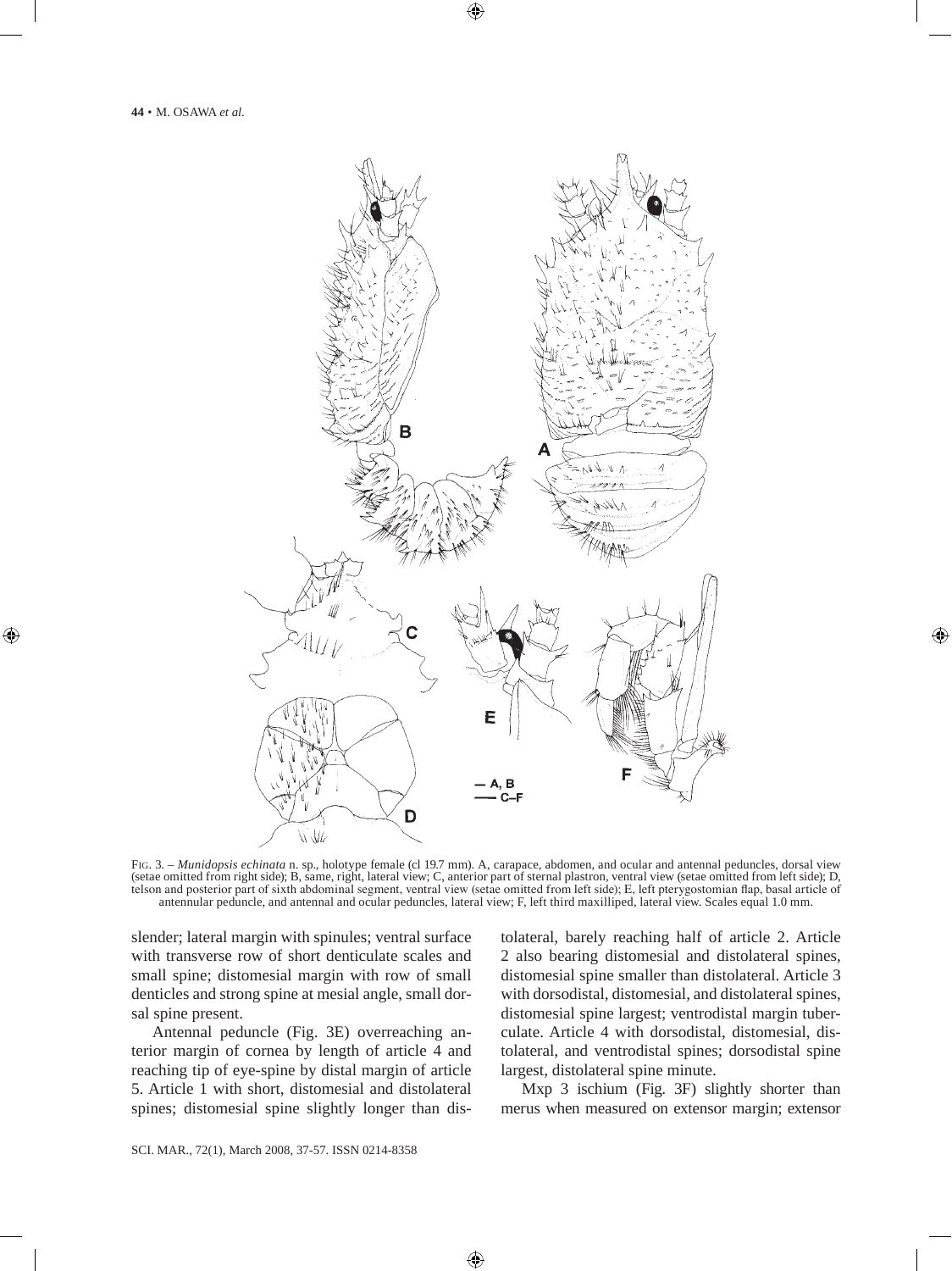FIG. 3. – *Munidopsis echinata* n. sp., holotype female (cl 19.7 mm). A, carapace, abdomen, and ocular and antennal peduncles, dorsal view (setae omitted from right side); B, same, right, lateral view; C, anterior part of sternal plastron, ventral view (setae omitted from left side); D, telson and posterior part of sixth abdominal segment, ventral view (setae omitted from left side); E, left pterygostomian flap, basal article of antennular peduncle, and antennal and ocular peduncles, lateral view; F, left third maxilliped, lateral view. Scales equal 1.0 mm.

slender; lateral margin with spinules; ventral surface with transverse row of short denticulate scales and small spine; distomesial margin with row of small denticles and strong spine at mesial angle, small dorsal spine present.

Antennal peduncle (Fig. 3E) overreaching anterior margin of cornea by length of article 4 and reaching tip of eye-spine by distal margin of article 5. Article 1 with short, distomesial and distolateral spines; distomesial spine slightly longer than distolateral, barely reaching half of article 2. Article 2 also bearing distomesial and distolateral spines, distomesial spine smaller than distolateral. Article 3 with dorsodistal, distomesial, and distolateral spines, distomesial spine largest; ventrodistal margin tuberculate. Article 4 with dorsodistal, distomesial, distolateral, and ventrodistal spines; dorsodistal spine largest, distolateral spine minute.

Mxp 3 ischium (Fig. 3F) slightly shorter than merus when measured on extensor margin; extensor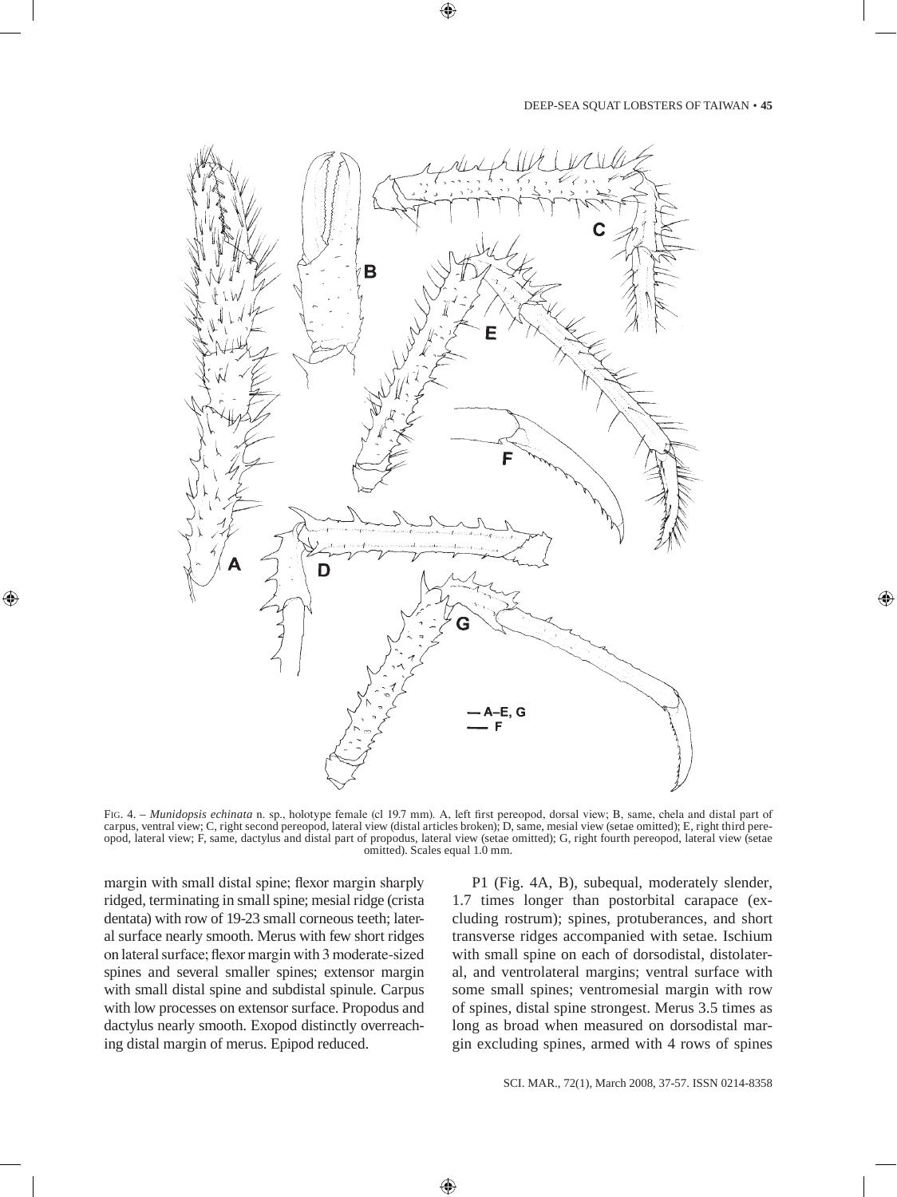FIG. 4. – *Munidopsis echinata* n. sp., holotype female (cl 19.7 mm). A, left first pereopod, dorsal view; B, same, chela and distal part of carpus, ventral view; C, right second pereopod, lateral view (distal articles broken); D, same, mesial view (setae omitted); E, right third pereopod, lateral view; F, same, dactylus and distal part of propodus, lateral view (setae omitted); G, right fourth pereopod, lateral view (setae omitted). Scales equal 1.0 mm.

margin with small distal spine; flexor margin sharply ridged, terminating in small spine; mesial ridge (crista dentata) with row of 19-23 small corneous teeth; lateral surface nearly smooth. Merus with few short ridges on lateral surface; flexor margin with 3 moderate-sized spines and several smaller spines; extensor margin with small distal spine and subdistal spinule. Carpus with low processes on extensor surface. Propodus and dactylus nearly smooth. Exopod distinctly overreaching distal margin of merus. Epipod reduced.

P1 (Fig. 4A, B), subequal, moderately slender, 1.7 times longer than postorbital carapace (excluding rostrum); spines, protuberances, and short transverse ridges accompanied with setae. Ischium with small spine on each of dorsodistal, distolateral, and ventrolateral margins; ventral surface with some small spines; ventromesial margin with row of spines, distal spine strongest. Merus 3.5 times as long as broad when measured on dorsodistal margin excluding spines, armed with 4 rows of spines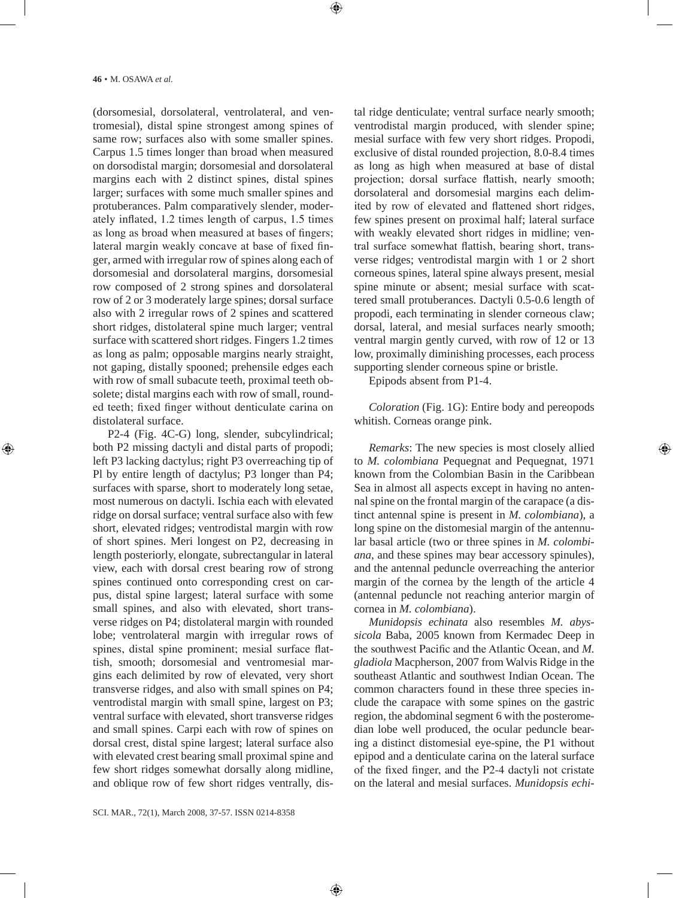(dorsomesial, dorsolateral, ventrolateral, and ventromesial), distal spine strongest among spines of same row; surfaces also with some smaller spines. Carpus 1.5 times longer than broad when measured on dorsodistal margin; dorsomesial and dorsolateral margins each with 2 distinct spines, distal spines larger; surfaces with some much smaller spines and protuberances. Palm comparatively slender, moderately inflated, 1.2 times length of carpus, 1.5 times as long as broad when measured at bases of fingers; lateral margin weakly concave at base of fixed finger, armed with irregular row of spines along each of dorsomesial and dorsolateral margins, dorsomesial row composed of 2 strong spines and dorsolateral row of 2 or 3 moderately large spines; dorsal surface also with 2 irregular rows of 2 spines and scattered short ridges, distolateral spine much larger; ventral surface with scattered short ridges. Fingers 1.2 times as long as palm; opposable margins nearly straight, not gaping, distally spooned; prehensile edges each with row of small subacute teeth, proximal teeth obsolete; distal margins each with row of small, rounded teeth; fixed finger without denticulate carina on distolateral surface.

P2-4 (Fig. 4C-G) long, slender, subcylindrical; both P2 missing dactyli and distal parts of propodi; left P3 lacking dactylus; right P3 overreaching tip of Pl by entire length of dactylus; P3 longer than P4; surfaces with sparse, short to moderately long setae, most numerous on dactyli. Ischia each with elevated ridge on dorsal surface; ventral surface also with few short, elevated ridges; ventrodistal margin with row of short spines. Meri longest on P2, decreasing in length posteriorly, elongate, subrectangular in lateral view, each with dorsal crest bearing row of strong spines continued onto corresponding crest on carpus, distal spine largest; lateral surface with some small spines, and also with elevated, short transverse ridges on P4; distolateral margin with rounded lobe; ventrolateral margin with irregular rows of spines, distal spine prominent; mesial surface flattish, smooth; dorsomesial and ventromesial margins each delimited by row of elevated, very short transverse ridges, and also with small spines on P4; ventrodistal margin with small spine, largest on P3; ventral surface with elevated, short transverse ridges and small spines. Carpi each with row of spines on dorsal crest, distal spine largest; lateral surface also with elevated crest bearing small proximal spine and few short ridges somewhat dorsally along midline, and oblique row of few short ridges ventrally, distal ridge denticulate; ventral surface nearly smooth; ventrodistal margin produced, with slender spine; mesial surface with few very short ridges. Propodi, exclusive of distal rounded projection, 8.0-8.4 times as long as high when measured at base of distal projection; dorsal surface flattish, nearly smooth; dorsolateral and dorsomesial margins each delimited by row of elevated and flattened short ridges, few spines present on proximal half; lateral surface with weakly elevated short ridges in midline; ventral surface somewhat flattish, bearing short, transverse ridges; ventrodistal margin with 1 or 2 short corneous spines, lateral spine always present, mesial spine minute or absent; mesial surface with scattered small protuberances. Dactyli 0.5-0.6 length of propodi, each terminating in slender corneous claw; dorsal, lateral, and mesial surfaces nearly smooth; ventral margin gently curved, with row of 12 or 13 low, proximally diminishing processes, each process supporting slender corneous spine or bristle.

Epipods absent from P1-4.

*Coloration* (Fig. 1G): Entire body and pereopods whitish. Corneas orange pink.

*Remarks*: The new species is most closely allied to *M. colombiana* Pequegnat and Pequegnat, 1971 known from the Colombian Basin in the Caribbean Sea in almost all aspects except in having no antennal spine on the frontal margin of the carapace (a distinct antennal spine is present in *M. colombiana*), a long spine on the distomesial margin of the antennular basal article (two or three spines in *M. colombiana*, and these spines may bear accessory spinules), and the antennal peduncle overreaching the anterior margin of the cornea by the length of the article 4 (antennal peduncle not reaching anterior margin of cornea in *M. colombiana*).

*Munidopsis echinata* also resembles *M. abyssicola* Baba, 2005 known from Kermadec Deep in the southwest Pacific and the Atlantic Ocean, and *M. gladiola* Macpherson, 2007 from Walvis Ridge in the southeast Atlantic and southwest Indian Ocean. The common characters found in these three species include the carapace with some spines on the gastric region, the abdominal segment 6 with the posteromedian lobe well produced, the ocular peduncle bearing a distinct distomesial eye-spine, the P1 without epipod and a denticulate carina on the lateral surface of the fixed finger, and the P2-4 dactyli not cristate on the lateral and mesial surfaces. *Munidopsis echi-*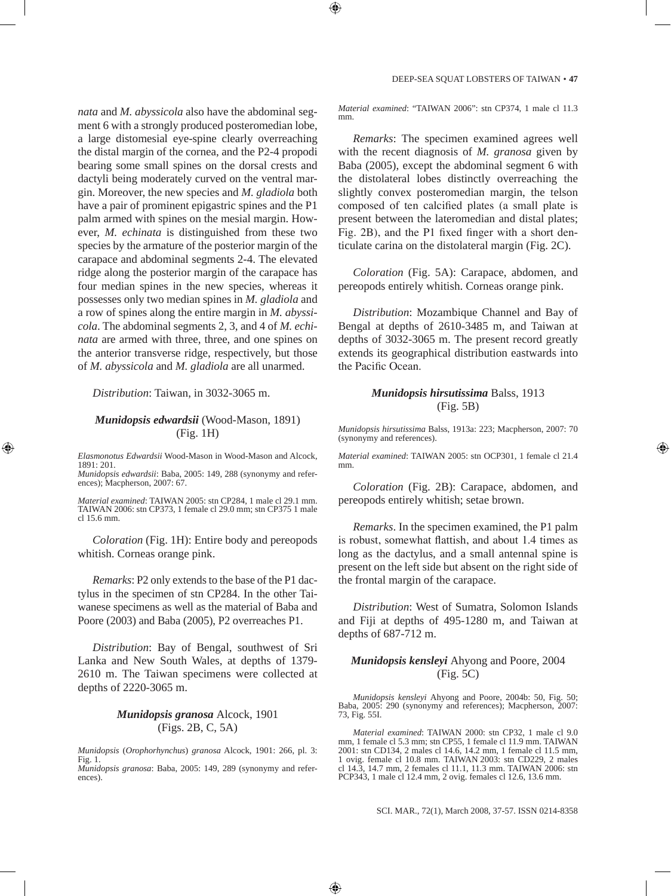*nata* and *M. abyssicola* also have the abdominal segment 6 with a strongly produced posteromedian lobe, a large distomesial eye-spine clearly overreaching the distal margin of the cornea, and the P2-4 propodi bearing some small spines on the dorsal crests and dactyli being moderately curved on the ventral margin. Moreover, the new species and *M. gladiola* both have a pair of prominent epigastric spines and the P1 palm armed with spines on the mesial margin. However, *M. echinata* is distinguished from these two species by the armature of the posterior margin of the carapace and abdominal segments 2-4. The elevated ridge along the posterior margin of the carapace has four median spines in the new species, whereas it possesses only two median spines in *M. gladiola* and a row of spines along the entire margin in *M. abyssicola*. The abdominal segments 2, 3, and 4 of *M. echinata* are armed with three, three, and one spines on the anterior transverse ridge, respectively, but those of *M. abyssicola* and *M. gladiola* are all unarmed.

*Distribution*: Taiwan, in 3032-3065 m.

### ***Munidopsis edwardsii*** (Wood-Mason, 1891) (Fig. 1H)

*Elasmonotus Edwardsii* Wood-Mason in Wood-Mason and Alcock, 1891: 201.
*Munidopsis edwardsii*: Baba, 2005: 149, 288 (synonymy and references); Macpherson, 2007: 67.

*Material examined*: TAIWAN 2005: stn CP284, 1 male cl 29.1 mm. TAIWAN 2006: stn CP373, 1 female cl 29.0 mm; stn CP375 1 male cl 15.6 mm.

*Coloration* (Fig. 1H): Entire body and pereopods whitish. Corneas orange pink.

*Remarks*: P2 only extends to the base of the P1 dactylus in the specimen of stn CP284. In the other Taiwanese specimens as well as the material of Baba and Poore (2003) and Baba (2005), P2 overreaches P1.

*Distribution*: Bay of Bengal, southwest of Sri Lanka and New South Wales, at depths of 1379-2610 m. The Taiwan specimens were collected at depths of 2220-3065 m.

### ***Munidopsis granosa*** Alcock, 1901 (Figs. 2B, C, 5A)

*Munidopsis* (*Orophorhynchus*) *granosa* Alcock, 1901: 266, pl. 3: Fig. 1.
*Munidopsis granosa*: Baba, 2005: 149, 289 (synonymy and references).

*Material examined*: "TAIWAN 2006": stn CP374, 1 male cl 11.3 mm.

*Remarks*: The specimen examined agrees well with the recent diagnosis of *M. granosa* given by Baba (2005), except the abdominal segment 6 with the distolateral lobes distinctly overreaching the slightly convex posteromedian margin, the telson composed of ten calcified plates (a small plate is present between the lateromedian and distal plates; Fig. 2B), and the P1 fixed finger with a short denticulate carina on the distolateral margin (Fig. 2C).

*Coloration* (Fig. 5A): Carapace, abdomen, and pereopods entirely whitish. Corneas orange pink.

*Distribution*: Mozambique Channel and Bay of Bengal at depths of 2610-3485 m, and Taiwan at depths of 3032-3065 m. The present record greatly extends its geographical distribution eastwards into the Pacific Ocean.

### ***Munidopsis hirsutissima*** Balss, 1913 (Fig. 5B)

*Munidopsis hirsutissima* Balss, 1913a: 223; Macpherson, 2007: 70 (synonymy and references).

*Material examined*: TAIWAN 2005: stn OCP301, 1 female cl 21.4 mm.

*Coloration* (Fig. 2B): Carapace, abdomen, and pereopods entirely whitish; setae brown.

*Remarks*. In the specimen examined, the P1 palm is robust, somewhat flattish, and about 1.4 times as long as the dactylus, and a small antennal spine is present on the left side but absent on the right side of the frontal margin of the carapace.

*Distribution*: West of Sumatra, Solomon Islands and Fiji at depths of 495-1280 m, and Taiwan at depths of 687-712 m.

### ***Munidopsis kensleyi*** Ahyong and Poore, 2004 (Fig. 5C)

*Munidopsis kensleyi* Ahyong and Poore, 2004b: 50, Fig. 50; Baba, 2005: 290 (synonymy and references); Macpherson, 2007: 73, Fig. 55I.

*Material examined*: TAIWAN 2000: stn CP32, 1 male cl 9.0 mm, 1 female cl 5.3 mm; stn CP55, 1 female cl 11.9 mm. TAIWAN 2001: stn CD134, 2 males cl 14.6, 14.2 mm, 1 female cl 11.5 mm, 1 ovig. female cl 10.8 mm. TAIWAN 2003: stn CD229, 2 males cl 14.3, 14.7 mm, 2 females cl 11.1, 11.3 mm. TAIWAN 2006: stn PCP343, 1 male cl 12.4 mm, 2 ovig. females cl 12.6, 13.6 mm.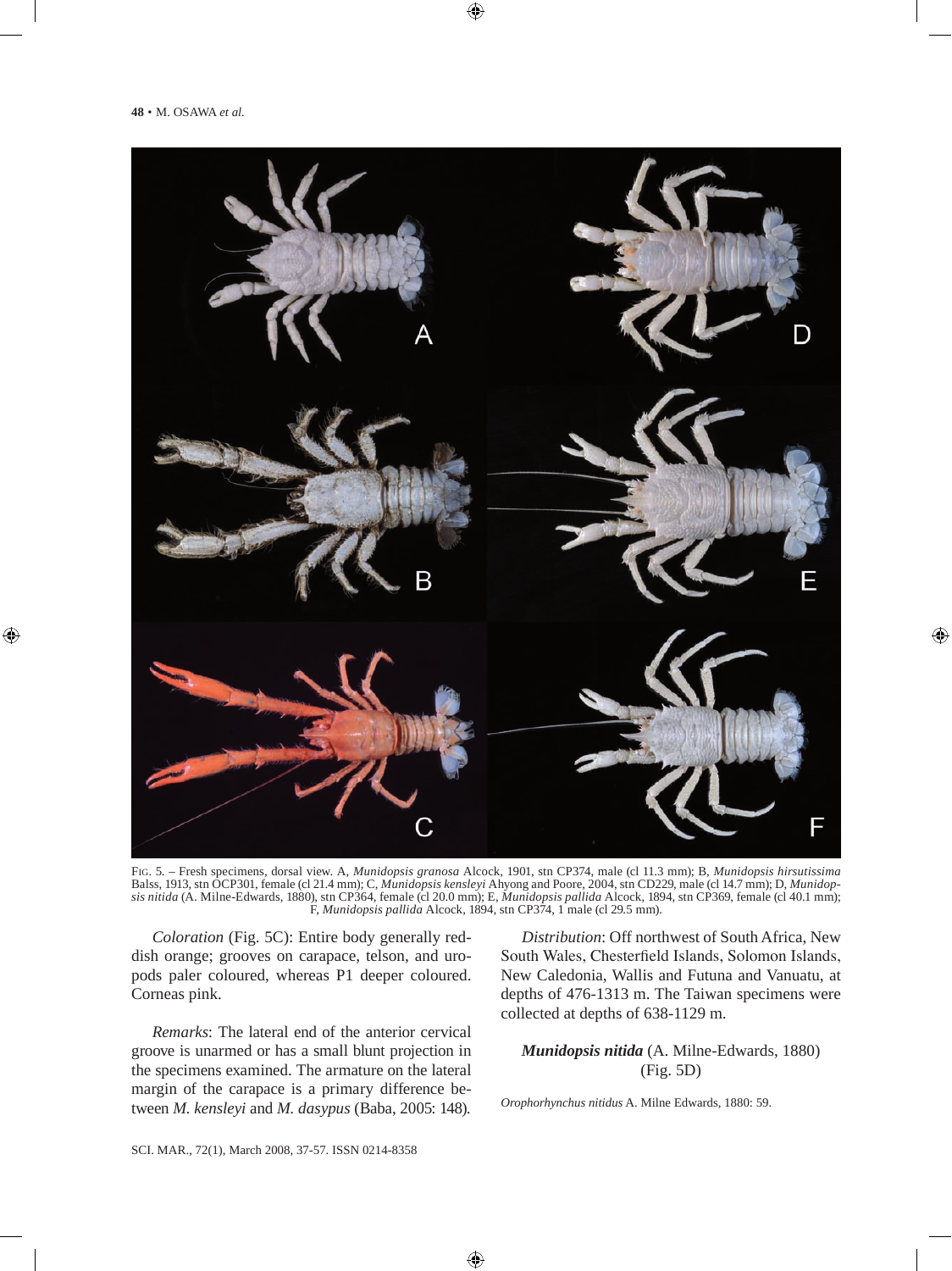FIG. 5. – Fresh specimens, dorsal view. A, *Munidopsis granosa* Alcock, 1901, stn CP374, male (cl 11.3 mm); B, *Munidopsis hirsutissima* Balss, 1913, stn OCP301, female (cl 21.4 mm); C, *Munidopsis kensleyi* Ahyong and Poore, 2004, stn CD229, male (cl 14.7 mm); D, *Munidopsis nitida* (A. Milne-Edwards, 1880), stn CP364, female (cl 20.0 mm); E, *Munidopsis pallida* Alcock, 1894, stn CP369, female (cl 40.1 mm); F, *Munidopsis pallida* Alcock, 1894, stn CP374, 1 male (cl 29.5 mm).

*Coloration* (Fig. 5C): Entire body generally reddish orange; grooves on carapace, telson, and uropods paler coloured, whereas P1 deeper coloured. Corneas pink.

*Remarks*: The lateral end of the anterior cervical groove is unarmed or has a small blunt projection in the specimens examined. The armature on the lateral margin of the carapace is a primary difference between *M. kensleyi* and *M. dasypus* (Baba, 2005: 148).

*Distribution*: Off northwest of South Africa, New South Wales, Chesterfield Islands, Solomon Islands, New Caledonia, Wallis and Futuna and Vanuatu, at depths of 476-1313 m. The Taiwan specimens were collected at depths of 638-1129 m.

## ***Munidopsis nitida*** (A. Milne-Edwards, 1880) (Fig. 5D)

*Orophorhynchus nitidus* A. Milne Edwards, 1880: 59.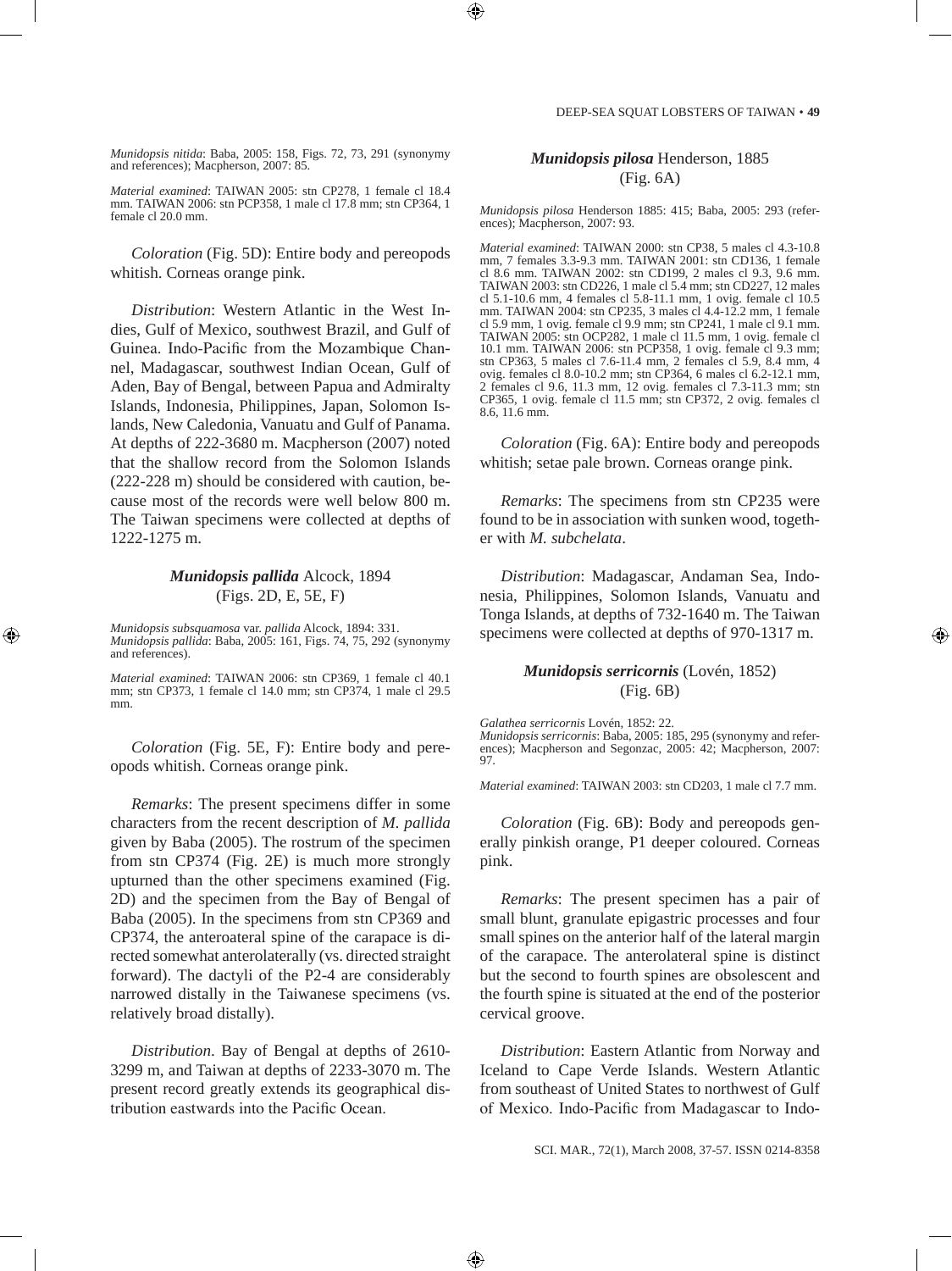*Munidopsis nitida*: Baba, 2005: 158, Figs. 72, 73, 291 (synonymy and references); Macpherson, 2007: 85.

*Material examined*: TAIWAN 2005: stn CP278, 1 female cl 18.4 mm. TAIWAN 2006: stn PCP358, 1 male cl 17.8 mm; stn CP364, 1 female cl 20.0 mm.

*Coloration* (Fig. 5D): Entire body and pereopods whitish. Corneas orange pink.

*Distribution*: Western Atlantic in the West Indies, Gulf of Mexico, southwest Brazil, and Gulf of Guinea. Indo-Pacific from the Mozambique Channel, Madagascar, southwest Indian Ocean, Gulf of Aden, Bay of Bengal, between Papua and Admiralty Islands, Indonesia, Philippines, Japan, Solomon Islands, New Caledonia, Vanuatu and Gulf of Panama. At depths of 222-3680 m. Macpherson (2007) noted that the shallow record from the Solomon Islands (222-228 m) should be considered with caution, because most of the records were well below 800 m. The Taiwan specimens were collected at depths of 1222-1275 m.

### ***Munidopsis pallida*** Alcock, 1894
(Figs. 2D, E, 5E, F)

*Munidopsis subsquamosa* var. *pallida* Alcock, 1894: 331.
*Munidopsis pallida*: Baba, 2005: 161, Figs. 74, 75, 292 (synonymy and references).

*Material examined*: TAIWAN 2006: stn CP369, 1 female cl 40.1 mm; stn CP373, 1 female cl 14.0 mm; stn CP374, 1 male cl 29.5 mm.

*Coloration* (Fig. 5E, F): Entire body and pereopods whitish. Corneas orange pink.

*Remarks*: The present specimens differ in some characters from the recent description of *M. pallida* given by Baba (2005). The rostrum of the specimen from stn CP374 (Fig. 2E) is much more strongly upturned than the other specimens examined (Fig. 2D) and the specimen from the Bay of Bengal of Baba (2005). In the specimens from stn CP369 and CP374, the anteroateral spine of the carapace is directed somewhat anterolaterally (vs. directed straight forward). The dactyli of the P2-4 are considerably narrowed distally in the Taiwanese specimens (vs. relatively broad distally).

*Distribution*. Bay of Bengal at depths of 2610-3299 m, and Taiwan at depths of 2233-3070 m. The present record greatly extends its geographical distribution eastwards into the Pacific Ocean.

### ***Munidopsis pilosa*** Henderson, 1885
(Fig. 6A)

*Munidopsis pilosa* Henderson 1885: 415; Baba, 2005: 293 (references); Macpherson, 2007: 93.

*Material examined*: TAIWAN 2000: stn CP38, 5 males cl 4.3-10.8 mm, 7 females 3.3-9.3 mm. TAIWAN 2001: stn CD136, 1 female cl 8.6 mm. TAIWAN 2002: stn CD199, 2 males cl 9.3, 9.6 mm. TAIWAN 2003: stn CD226, 1 male cl 5.4 mm; stn CD227, 12 males cl 5.1-10.6 mm, 4 females cl 5.8-11.1 mm, 1 ovig. female cl 10.5 mm. TAIWAN 2004: stn CP235, 3 males cl 4.4-12.2 mm, 1 female cl 5.9 mm, 1 ovig. female cl 9.9 mm; stn CP241, 1 male cl 9.1 mm. TAIWAN 2005: stn OCP282, 1 male cl 11.5 mm, 1 ovig. female cl 10.1 mm. TAIWAN 2006: stn PCP358, 1 ovig. female cl 9.3 mm; stn CP363, 5 males cl 7.6-11.4 mm, 2 females cl 5.9, 8.4 mm, 4 ovig. females cl 8.0-10.2 mm; stn CP364, 6 males cl 6.2-12.1 mm, 2 females cl 9.6, 11.3 mm, 12 ovig. females cl 7.3-11.3 mm; stn CP365, 1 ovig. female cl 11.5 mm; stn CP372, 2 ovig. females cl 8.6, 11.6 mm.

*Coloration* (Fig. 6A): Entire body and pereopods whitish; setae pale brown. Corneas orange pink.

*Remarks*: The specimens from stn CP235 were found to be in association with sunken wood, together with *M. subchelata*.

*Distribution*: Madagascar, Andaman Sea, Indonesia, Philippines, Solomon Islands, Vanuatu and Tonga Islands, at depths of 732-1640 m. The Taiwan specimens were collected at depths of 970-1317 m.

### ***Munidopsis serricornis*** (Lovén, 1852)
(Fig. 6B)

*Galathea serricornis* Lovén, 1852: 22.
*Munidopsis serricornis*: Baba, 2005: 185, 295 (synonymy and references); Macpherson and Segonzac, 2005: 42; Macpherson, 2007: 97.

*Material examined*: TAIWAN 2003: stn CD203, 1 male cl 7.7 mm.

*Coloration* (Fig. 6B): Body and pereopods generally pinkish orange, P1 deeper coloured. Corneas pink.

*Remarks*: The present specimen has a pair of small blunt, granulate epigastric processes and four small spines on the anterior half of the lateral margin of the carapace. The anterolateral spine is distinct but the second to fourth spines are obsolescent and the fourth spine is situated at the end of the posterior cervical groove.

*Distribution*: Eastern Atlantic from Norway and Iceland to Cape Verde Islands. Western Atlantic from southeast of United States to northwest of Gulf of Mexico. Indo-Pacific from Madagascar to Indo-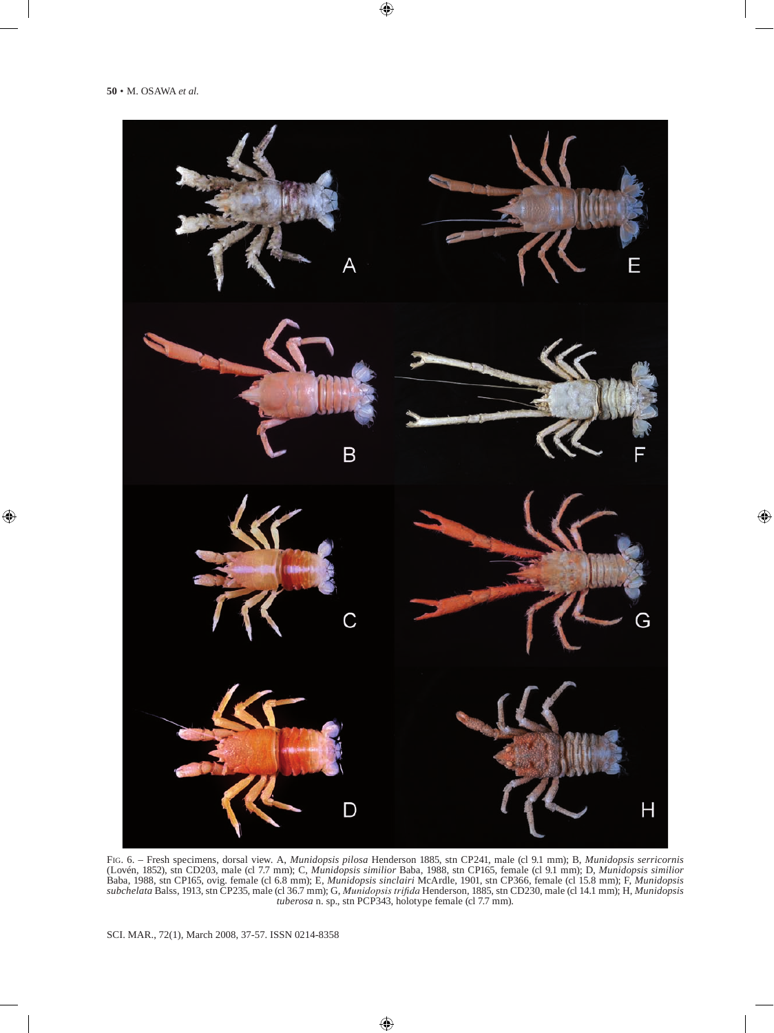FIG. 6. – Fresh specimens, dorsal view. A, *Munidopsis pilosa* Henderson 1885, stn CP241, male (cl 9.1 mm); B, *Munidopsis serricornis* (Lovén, 1852), stn CD203, male (cl 7.7 mm); C, *Munidopsis similior* Baba, 1988, stn CP165, female (cl 9.1 mm); D, *Munidopsis similior* Baba, 1988, stn CP165, ovig. female (cl 6.8 mm); E, *Munidopsis sinclairi* McArdle, 1901, stn CP366, female (cl 15.8 mm); F, *Munidopsis subchelata* Balss, 1913, stn CP235, male (cl 36.7 mm); G, *Munidopsis trifida* Henderson, 1885, stn CD230, male (cl 14.1 mm); H, *Munidopsis tuberosa* n. sp., stn PCP343, holotype female (cl 7.7 mm).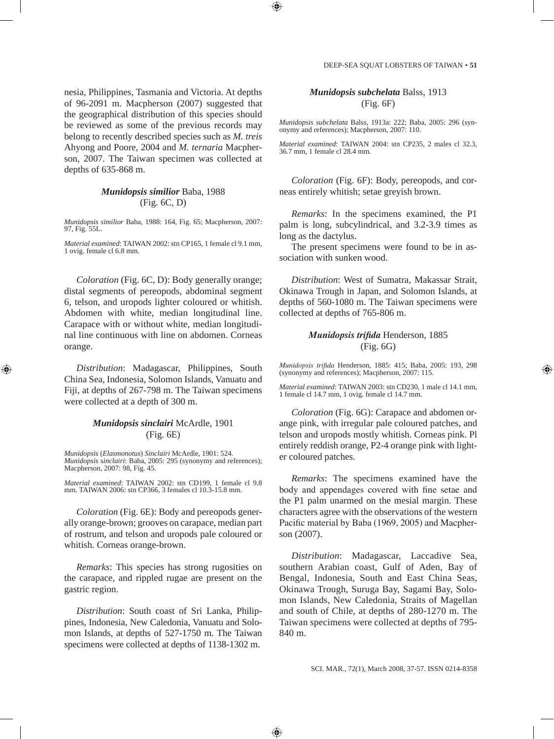nesia, Philippines, Tasmania and Victoria. At depths of 96-2091 m. Macpherson (2007) suggested that the geographical distribution of this species should be reviewed as some of the previous records may belong to recently described species such as *M. treis* Ahyong and Poore, 2004 and *M. ternaria* Macpherson, 2007. The Taiwan specimen was collected at depths of 635-868 m.

### ***Munidopsis similior*** Baba, 1988 (Fig. 6C, D)

*Munidopsis similior* Baba, 1988: 164, Fig. 65; Macpherson, 2007: 97, Fig. 55L.

*Material examined*: TAIWAN 2002: stn CP165, 1 female cl 9.1 mm, 1 ovig. female cl 6.8 mm.

*Coloration* (Fig. 6C, D): Body generally orange; distal segments of pereopods, abdominal segment 6, telson, and uropods lighter coloured or whitish. Abdomen with white, median longitudinal line. Carapace with or without white, median longitudinal line continuous with line on abdomen. Corneas orange.

*Distribution*: Madagascar, Philippines, South China Sea, Indonesia, Solomon Islands, Vanuatu and Fiji, at depths of 267-798 m. The Taiwan specimens were collected at a depth of 300 m.

### ***Munidopsis sinclairi*** McArdle, 1901 (Fig. 6E)

*Munidopsis* (*Elasmonotus*) *Sinclairi* McArdle, 1901: 524.
*Munidopsis sinclairi*: Baba, 2005: 295 (synonymy and references); Macpherson, 2007: 98, Fig. 45.

*Material examined*: TAIWAN 2002: stn CD199, 1 female cl 9.8 mm. TAIWAN 2006: stn CP366, 3 females cl 10.3-15.8 mm.

*Coloration* (Fig. 6E): Body and pereopods generally orange-brown; grooves on carapace, median part of rostrum, and telson and uropods pale coloured or whitish. Corneas orange-brown.

*Remarks*: This species has strong rugosities on the carapace, and rippled rugae are present on the gastric region.

*Distribution*: South coast of Sri Lanka, Philippines, Indonesia, New Caledonia, Vanuatu and Solomon Islands, at depths of 527-1750 m. The Taiwan specimens were collected at depths of 1138-1302 m.

### ***Munidopsis subchelata*** Balss, 1913 (Fig. 6F)

*Munidopsis subchelata* Balss, 1913a: 222; Baba, 2005: 296 (synonymy and references); Macpherson, 2007: 110.

*Material examined*: TAIWAN 2004: stn CP235, 2 males cl 32.3, 36.7 mm, 1 female cl 28.4 mm.

*Coloration* (Fig. 6F): Body, pereopods, and corneas entirely whitish; setae greyish brown.

*Remarks*: In the specimens examined, the P1 palm is long, subcylindrical, and 3.2-3.9 times as long as the dactylus.

The present specimens were found to be in association with sunken wood.

*Distribution*: West of Sumatra, Makassar Strait, Okinawa Trough in Japan, and Solomon Islands, at depths of 560-1080 m. The Taiwan specimens were collected at depths of 765-806 m.

### ***Munidopsis trifida*** Henderson, 1885 (Fig. 6G)

*Munidopsis trifida* Henderson, 1885: 415; Baba, 2005: 193, 298 (synonymy and references); Macpherson, 2007: 115.

*Material examined*: TAIWAN 2003: stn CD230, 1 male cl 14.1 mm, 1 female cl 14.7 mm, 1 ovig. female cl 14.7 mm.

*Coloration* (Fig. 6G): Carapace and abdomen orange pink, with irregular pale coloured patches, and telson and uropods mostly whitish. Corneas pink. Pl entirely reddish orange, P2-4 orange pink with lighter coloured patches.

*Remarks*: The specimens examined have the body and appendages covered with fine setae and the P1 palm unarmed on the mesial margin. These characters agree with the observations of the western Pacific material by Baba (1969, 2005) and Macpherson (2007).

*Distribution*: Madagascar, Laccadive Sea, southern Arabian coast, Gulf of Aden, Bay of Bengal, Indonesia, South and East China Seas, Okinawa Trough, Suruga Bay, Sagami Bay, Solomon Islands, New Caledonia, Straits of Magellan and south of Chile, at depths of 280-1270 m. The Taiwan specimens were collected at depths of 795-840 m.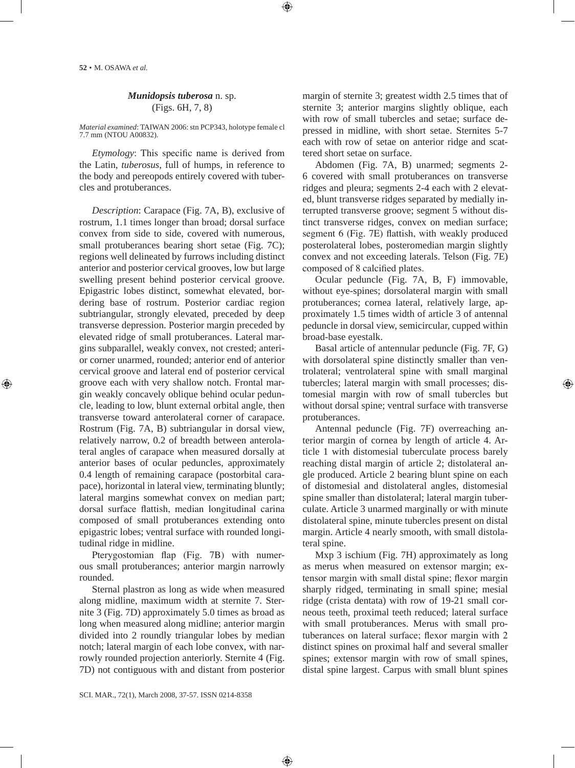### *Munidopsis tuberosa* n. sp.
(Figs. 6H, 7, 8)

*Material examined*: TAIWAN 2006: stn PCP343, holotype female cl 7.7 mm (NTOU A00832).

*Etymology*: This specific name is derived from the Latin, *tuberosus*, full of humps, in reference to the body and pereopods entirely covered with tubercles and protuberances.

*Description*: Carapace (Fig. 7A, B), exclusive of rostrum, 1.1 times longer than broad; dorsal surface convex from side to side, covered with numerous, small protuberances bearing short setae (Fig. 7C); regions well delineated by furrows including distinct anterior and posterior cervical grooves, low but large swelling present behind posterior cervical groove. Epigastric lobes distinct, somewhat elevated, bordering base of rostrum. Posterior cardiac region subtriangular, strongly elevated, preceded by deep transverse depression. Posterior margin preceded by elevated ridge of small protuberances. Lateral margins subparallel, weakly convex, not crested; anterior corner unarmed, rounded; anterior end of anterior cervical groove and lateral end of posterior cervical groove each with very shallow notch. Frontal margin weakly concavely oblique behind ocular peduncle, leading to low, blunt external orbital angle, then transverse toward anterolateral corner of carapace. Rostrum (Fig. 7A, B) subtriangular in dorsal view, relatively narrow, 0.2 of breadth between anterolateral angles of carapace when measured dorsally at anterior bases of ocular peduncles, approximately 0.4 length of remaining carapace (postorbital carapace), horizontal in lateral view, terminating bluntly; lateral margins somewhat convex on median part; dorsal surface flattish, median longitudinal carina composed of small protuberances extending onto epigastric lobes; ventral surface with rounded longitudinal ridge in midline.

Pterygostomian flap (Fig. 7B) with numerous small protuberances; anterior margin narrowly rounded.

Sternal plastron as long as wide when measured along midline, maximum width at sternite 7. Sternite 3 (Fig. 7D) approximately 5.0 times as broad as long when measured along midline; anterior margin divided into 2 roundly triangular lobes by median notch; lateral margin of each lobe convex, with narrowly rounded projection anteriorly. Sternite 4 (Fig. 7D) not contiguous with and distant from posterior margin of sternite 3; greatest width 2.5 times that of sternite 3; anterior margins slightly oblique, each with row of small tubercles and setae; surface depressed in midline, with short setae. Sternites 5-7 each with row of setae on anterior ridge and scattered short setae on surface.

Abdomen (Fig. 7A, B) unarmed; segments 2-6 covered with small protuberances on transverse ridges and pleura; segments 2-4 each with 2 elevated, blunt transverse ridges separated by medially interrupted transverse groove; segment 5 without distinct transverse ridges, convex on median surface; segment 6 (Fig. 7E) flattish, with weakly produced posterolateral lobes, posteromedian margin slightly convex and not exceeding laterals. Telson (Fig. 7E) composed of 8 calcified plates.

Ocular peduncle (Fig. 7A, B, F) immovable, without eye-spines; dorsolateral margin with small protuberances; cornea lateral, relatively large, approximately 1.5 times width of article 3 of antennal peduncle in dorsal view, semicircular, cupped within broad-base eyestalk.

Basal article of antennular peduncle (Fig. 7F, G) with dorsolateral spine distinctly smaller than ventrolateral; ventrolateral spine with small marginal tubercles; lateral margin with small processes; distomesial margin with row of small tubercles but without dorsal spine; ventral surface with transverse protuberances.

Antennal peduncle (Fig. 7F) overreaching anterior margin of cornea by length of article 4. Article 1 with distomesial tuberculate process barely reaching distal margin of article 2; distolateral angle produced. Article 2 bearing blunt spine on each of distomesial and distolateral angles, distomesial spine smaller than distolateral; lateral margin tuberculate. Article 3 unarmed marginally or with minute distolateral spine, minute tubercles present on distal margin. Article 4 nearly smooth, with small distolateral spine.

Mxp 3 ischium (Fig. 7H) approximately as long as merus when measured on extensor margin; extensor margin with small distal spine; flexor margin sharply ridged, terminating in small spine; mesial ridge (crista dentata) with row of 19-21 small corneous teeth, proximal teeth reduced; lateral surface with small protuberances. Merus with small protuberances on lateral surface; flexor margin with 2 distinct spines on proximal half and several smaller spines; extensor margin with row of small spines, distal spine largest. Carpus with small blunt spines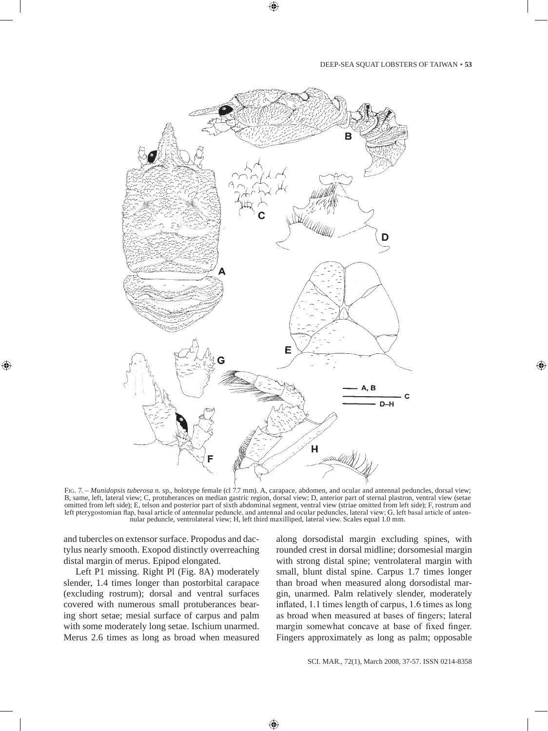FIG. 7. – *Munidopsis tuberosa* n. sp., holotype female (cl 7.7 mm). A, carapace, abdomen, and ocular and antennal peduncles, dorsal view; B, same, left, lateral view; C, protuberances on median gastric region, dorsal view; D, anterior part of sternal plastron, ventral view (setae omitted from left side); E, telson and posterior part of sixth abdominal segment, ventral view (striae omitted from left side); F, rostrum and left pterygostomian flap, basal article of antennular peduncle, and antennal and ocular peduncles, lateral view; G, left basal article of antennular peduncle, ventrolateral view; H, left third maxilliped, lateral view. Scales equal 1.0 mm.

and tubercles on extensor surface. Propodus and dactylus nearly smooth. Exopod distinctly overreaching distal margin of merus. Epipod elongated.

Left P1 missing. Right Pl (Fig. 8A) moderately slender, 1.4 times longer than postorbital carapace (excluding rostrum); dorsal and ventral surfaces covered with numerous small protuberances bearing short setae; mesial surface of carpus and palm with some moderately long setae. Ischium unarmed. Merus 2.6 times as long as broad when measured along dorsodistal margin excluding spines, with rounded crest in dorsal midline; dorsomesial margin with strong distal spine; ventrolateral margin with small, blunt distal spine. Carpus 1.7 times longer than broad when measured along dorsodistal margin, unarmed. Palm relatively slender, moderately inflated, 1.1 times length of carpus, 1.6 times as long as broad when measured at bases of fingers; lateral margin somewhat concave at base of fixed finger. Fingers approximately as long as palm; opposable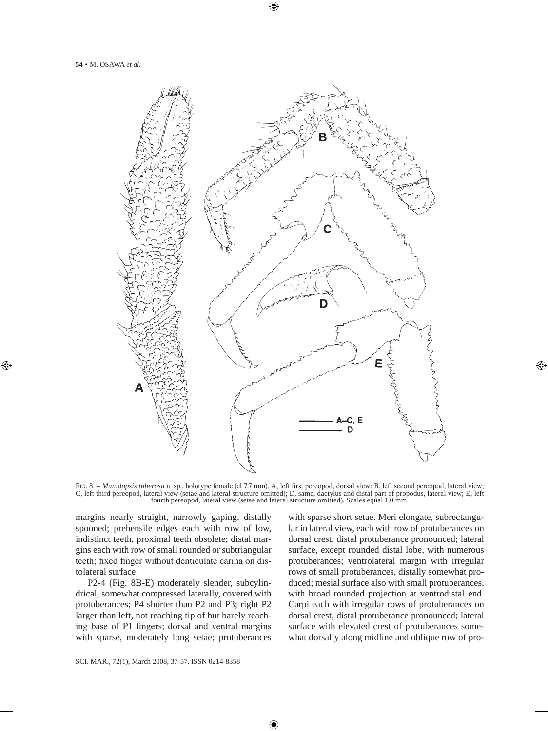Fig. 8. – *Munidopsis tuberosa* n. sp., holotype female (cl 7.7 mm). A, left first pereopod, dorsal view; B, left second pereopod, lateral view; C, left third pereopod, lateral view (setae and lateral structure omitted); D, same, dactylus and distal part of propodus, lateral view; E, left fourth pereopod, lateral view (setae and lateral structure omitted). Scales equal 1.0 mm.

margins nearly straight, narrowly gaping, distally spooned; prehensile edges each with row of low, indistinct teeth, proximal teeth obsolete; distal margins each with row of small rounded or subtriangular teeth; fixed finger without denticulate carina on distolateral surface.

P2-4 (Fig. 8B-E) moderately slender, subcylindrical, somewhat compressed laterally, covered with protuberances; P4 shorter than P2 and P3; right P2 larger than left, not reaching tip of but barely reaching base of P1 fingers; dorsal and ventral margins with sparse, moderately long setae; protuberances with sparse short setae. Meri elongate, subrectangular in lateral view, each with row of protuberances on dorsal crest, distal protuberance pronounced; lateral surface, except rounded distal lobe, with numerous protuberances; ventrolateral margin with irregular rows of small protuberances, distally somewhat produced; mesial surface also with small protuberances, with broad rounded projection at ventrodistal end. Carpi each with irregular rows of protuberances on dorsal crest, distal protuberance pronounced; lateral surface with elevated crest of protuberances somewhat dorsally along midline and oblique row of pro-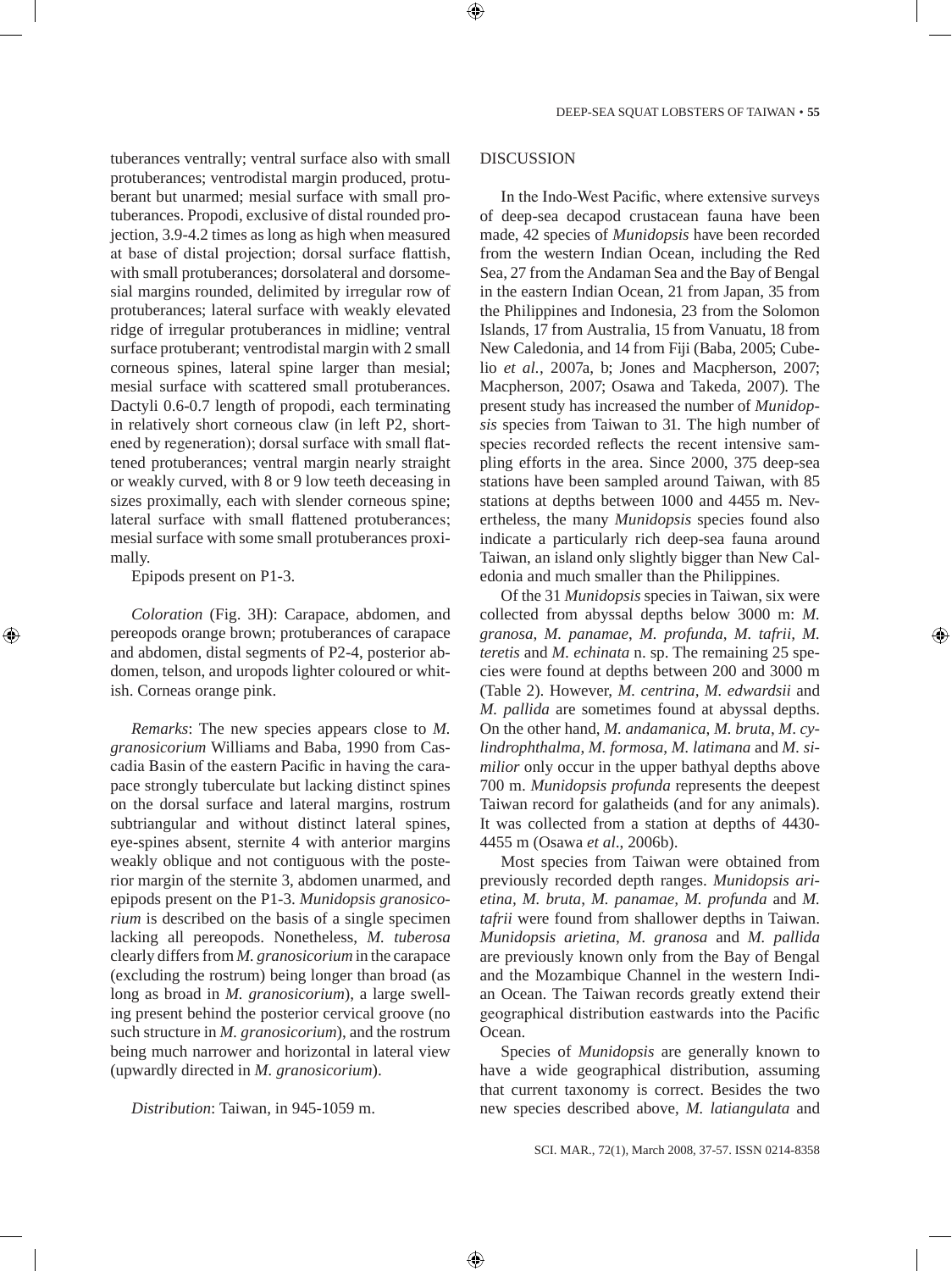tuberances ventrally; ventral surface also with small protuberances; ventrodistal margin produced, protuberant but unarmed; mesial surface with small protuberances. Propodi, exclusive of distal rounded projection, 3.9-4.2 times as long as high when measured at base of distal projection; dorsal surface flattish, with small protuberances; dorsolateral and dorsomesial margins rounded, delimited by irregular row of protuberances; lateral surface with weakly elevated ridge of irregular protuberances in midline; ventral surface protuberant; ventrodistal margin with 2 small corneous spines, lateral spine larger than mesial; mesial surface with scattered small protuberances. Dactyli 0.6-0.7 length of propodi, each terminating in relatively short corneous claw (in left P2, shortened by regeneration); dorsal surface with small flattened protuberances; ventral margin nearly straight or weakly curved, with 8 or 9 low teeth deceasing in sizes proximally, each with slender corneous spine; lateral surface with small flattened protuberances; mesial surface with some small protuberances proximally.

Epipods present on P1-3.

*Coloration* (Fig. 3H): Carapace, abdomen, and pereopods orange brown; protuberances of carapace and abdomen, distal segments of P2-4, posterior abdomen, telson, and uropods lighter coloured or whitish. Corneas orange pink.

*Remarks*: The new species appears close to *M. granosicorium* Williams and Baba, 1990 from Cascadia Basin of the eastern Pacific in having the carapace strongly tuberculate but lacking distinct spines on the dorsal surface and lateral margins, rostrum subtriangular and without distinct lateral spines, eye-spines absent, sternite 4 with anterior margins weakly oblique and not contiguous with the posterior margin of the sternite 3, abdomen unarmed, and epipods present on the P1-3. *Munidopsis granosicorium* is described on the basis of a single specimen lacking all pereopods. Nonetheless, *M. tuberosa* clearly differs from *M. granosicorium* in the carapace (excluding the rostrum) being longer than broad (as long as broad in *M. granosicorium*), a large swelling present behind the posterior cervical groove (no such structure in *M. granosicorium*), and the rostrum being much narrower and horizontal in lateral view (upwardly directed in *M. granosicorium*).

*Distribution*: Taiwan, in 945-1059 m.

## DISCUSSION

In the Indo-West Pacific, where extensive surveys of deep-sea decapod crustacean fauna have been made, 42 species of *Munidopsis* have been recorded from the western Indian Ocean, including the Red Sea, 27 from the Andaman Sea and the Bay of Bengal in the eastern Indian Ocean, 21 from Japan, 35 from the Philippines and Indonesia, 23 from the Solomon Islands, 17 from Australia, 15 from Vanuatu, 18 from New Caledonia, and 14 from Fiji (Baba, 2005; Cubelio *et al.,* 2007a, b; Jones and Macpherson, 2007; Macpherson, 2007; Osawa and Takeda, 2007). The present study has increased the number of *Munidopsis* species from Taiwan to 31. The high number of species recorded reflects the recent intensive sampling efforts in the area. Since 2000, 375 deep-sea stations have been sampled around Taiwan, with 85 stations at depths between 1000 and 4455 m. Nevertheless, the many *Munidopsis* species found also indicate a particularly rich deep-sea fauna around Taiwan, an island only slightly bigger than New Caledonia and much smaller than the Philippines.

Of the 31 *Munidopsis* species in Taiwan, six were collected from abyssal depths below 3000 m: *M. granosa*, *M. panamae*, *M. profunda*, *M. tafrii*, *M. teretis* and *M. echinata* n. sp. The remaining 25 species were found at depths between 200 and 3000 m (Table 2). However, *M. centrina*, *M. edwardsii* and *M. pallida* are sometimes found at abyssal depths. On the other hand, *M. andamanica*, *M. bruta*, *M. cylindrophthalma*, *M. formosa*, *M. latimana* and *M. similior* only occur in the upper bathyal depths above 700 m. *Munidopsis profunda* represents the deepest Taiwan record for galatheids (and for any animals). It was collected from a station at depths of 4430-4455 m (Osawa *et al*., 2006b).

Most species from Taiwan were obtained from previously recorded depth ranges. *Munidopsis arietina*, *M. bruta*, *M. panamae, M. profunda* and *M. tafrii* were found from shallower depths in Taiwan. *Munidopsis arietina*, *M. granosa* and *M. pallida* are previously known only from the Bay of Bengal and the Mozambique Channel in the western Indian Ocean. The Taiwan records greatly extend their geographical distribution eastwards into the Pacific Ocean.

Species of *Munidopsis* are generally known to have a wide geographical distribution, assuming that current taxonomy is correct. Besides the two new species described above, *M. latiangulata* and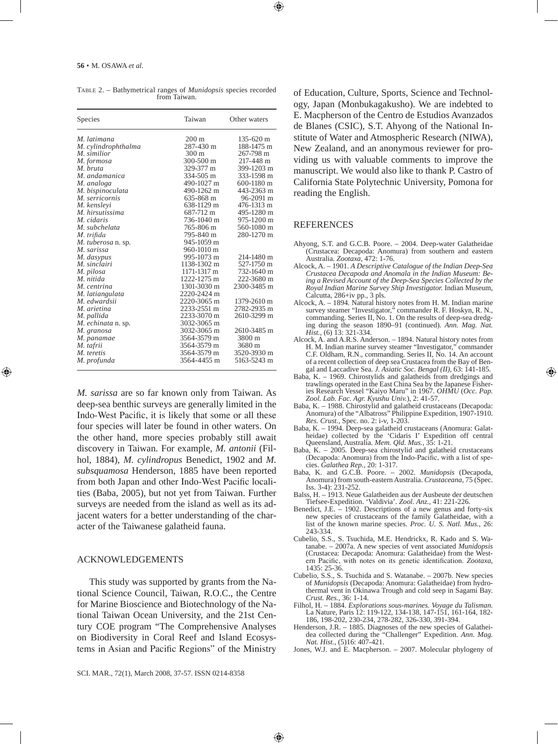Table 2. – Bathymetrical ranges of *Munidopsis* species recorded from Taiwan.

| Species | Taiwan | Other waters |
|---|---|---|
| *M. latimana* | 200 m | 135-620 m |
| *M. cylindrophthalma* | 287-430 m | 188-1475 m |
| *M. similior* | 300 m | 267-798 m |
| *M. formosa* | 300-500 m | 217-448 m |
| *M. bruta* | 329-377 m | 399-1203 m |
| *M. andamanica* | 334-505 m | 333-1598 m |
| *M. analoga* | 490-1027 m | 600-1180 m |
| *M. bispinoculata* | 490-1262 m | 443-2363 m |
| *M. serricornis* | 635-868 m | 96-2091 m |
| *M. kensleyi* | 638-1129 m | 476-1313 m |
| *M. hirsutissima* | 687-712 m | 495-1280 m |
| *M. cidaris* | 736-1040 m | 975-1200 m |
| *M. subchelata* | 765-806 m | 560-1080 m |
| *M. trifida* | 795-840 m | 280-1270 m |
| *M. tuberosa* n. sp. | 945-1059 m | |
| *M. sarissa* | 960-1010 m | |
| *M. dasypus* | 995-1073 m | 214-1480 m |
| *M. sinclairi* | 1138-1302 m | 527-1750 m |
| *M. pilosa* | 1171-1317 m | 732-1640 m |
| *M. nitida* | 1222-1275 m | 222-3680 m |
| *M. centrina* | 1301-3030 m | 2300-3485 m |
| *M. latiangulata* | 2220-2424 m | |
| *M. edwardsii* | 2220-3065 m | 1379-2610 m |
| *M. arietina* | 2233-2551 m | 2782-2935 m |
| *M. pallida* | 2233-3070 m | 2610-3299 m |
| *M. echinata* n. sp. | 3032-3065 m | |
| *M. granosa* | 3032-3065 m | 2610-3485 m |
| *M. panamae* | 3564-3579 m | 3800 m |
| *M. tafrii* | 3564-3579 m | 3680 m |
| *M. teretis* | 3564-3579 m | 3520-3930 m |
| *M. profunda* | 3564-4455 m | 5163-5243 m |

*M. sarissa* are so far known only from Taiwan. As deep-sea benthic surveys are generally limited in the Indo-West Pacific, it is likely that some or all these four species will later be found in other waters. On the other hand, more species probably still await discovery in Taiwan. For example, *M. antonii* (Filhol, 1884), *M. cylindropus* Benedict, 1902 and *M. subsquamosa* Henderson, 1885 have been reported from both Japan and other Indo-West Pacific localities (Baba, 2005), but not yet from Taiwan. Further surveys are needed from the island as well as its adjacent waters for a better understanding of the character of the Taiwanese galatheid fauna.

## ACKNOWLEDGEMENTS

This study was supported by grants from the National Science Council, Taiwan, R.O.C., the Centre for Marine Bioscience and Biotechnology of the National Taiwan Ocean University, and the 21st Century COE program "The Comprehensive Analyses on Biodiversity in Coral Reef and Island Ecosystems in Asian and Pacific Regions" of the Ministry of Education, Culture, Sports, Science and Technology, Japan (Monbukagakusho). We are indebted to E. Macpherson of the Centro de Estudios Avanzados de Blanes (CSIC), S.T. Ahyong of the National Institute of Water and Atmospheric Research (NIWA), New Zealand, and an anonymous reviewer for providing us with valuable comments to improve the manuscript. We would also like to thank P. Castro of California State Polytechnic University, Pomona for reading the English.

## REFERENCES

Ahyong, S.T. and G.C.B. Poore. – 2004. Deep-water Galatheidae (Crustacea: Decapoda: Anomura) from southern and eastern Australia. *Zootaxa*, 472: 1-76.

Alcock, A. – 1901. *A Descriptive Catalogue of the Indian Deep-Sea Crustacea Decapoda and Anomala in the Indian Museum: Being a Revised Account of the Deep-Sea Species Collected by the Royal Indian Marine Survey Ship Investigator.* Indian Museum, Calcutta, 286+iv pp., 3 pls.

Alcock, A. – 1894. Natural history notes from H. M. Indian marine survey steamer "Investigator," commander R. F. Hoskyn, R. N., commanding. Series II, No. 1. On the results of deep-sea dredging during the season 1890–91 (continued). *Ann. Mag. Nat. Hist.*, (6) 13: 321-334.

Alcock, A. and A.R.S. Anderson. – 1894. Natural history notes from H. M. Indian marine survey steamer "Investigator," commander C.F. Oldham, R.N., commanding. Series II, No. 14. An account of a recent collection of deep sea Crustacea from the Bay of Bengal and Laccadive Sea. *J. Asiatic Soc. Bengal (II)*, 63: 141-185.

Baba, K. – 1969. Chirostylids and galatheids from dredgings and trawlings operated in the East China Sea by the Japanese Fisheries Research Vessel "Kaiyo Maru" in 1967. *OHMU* (*Occ. Pap. Zool. Lab. Fac. Agr. Kyushu Univ.*), 2: 41-57.

Baba, K. – 1988. Chirostylid and galatheid crustaceans (Decapoda: Anomura) of the "Albatross" Philippine Expedition, 1907-1910. *Res. Crust.*, Spec. no. 2: i-v, 1-203.

Baba, K. – 1994. Deep-sea galatheid crustaceans (Anomura: Galatheidae) collected by the 'Cidaris I' Expedition off central Queensland, Australia. *Mem. Qld. Mus.*, 35: 1-21.

Baba, K. – 2005. Deep-sea chirostylid and galatheid crustaceans (Decapoda: Anomura) from the Indo-Pacific, with a list of species. *Galathea Rep.*, 20: 1-317.

Baba, K. and G.C.B. Poore. – 2002. *Munidopsis* (Decapoda, Anomura) from south-eastern Australia. *Crustaceana*, 75 (Spec. Iss. 3-4): 231-252.

Balss, H. – 1913. Neue Galatheiden aus der Ausbeute der deutschen Tiefsee-Expedition. 'Valdivia'. *Zool. Anz.*, 41: 221-226.

Benedict, J.E. – 1902. Descriptions of a new genus and forty-six new species of crustaceans of the family Galatheidae, with a list of the known marine species. *Proc. U. S. Natl. Mus.*, 26: 243-334.

Cubelio, S.S., S. Tsuchida, M.E. Hendrickx, R. Kado and S. Watanabe. – 2007a. A new species of vent associated *Munidopsis* (Crustacea: Decapoda: Anomura: Galatheidae) from the Western Pacific, with notes on its genetic identification. *Zootaxa*, 1435: 25-36.

Cubelio, S.S., S. Tsuchida and S. Watanabe. – 2007b. New species of *Munidopsis* (Decapoda: Anomura: Galatheidae) from hydrothermal vent in Okinawa Trough and cold seep in Sagami Bay. *Crust. Res.*, 36: 1-14.

Filhol, H. – 1884. *Explorations sous-marines. Voyage du Talisman.* La Nature, Paris 12: 119-122, 134-138, 147-151, 161-164, 182-186, 198-202, 230-234, 278-282, 326-330, 391-394.

Henderson, J.R. – 1885. Diagnoses of the new species of Galatheidea collected during the "Challenger" Expedition. *Ann. Mag. Nat. Hist.*, (5)16: 407-421.

Jones, W.J. and E. Macpherson. – 2007. Molecular phylogeny of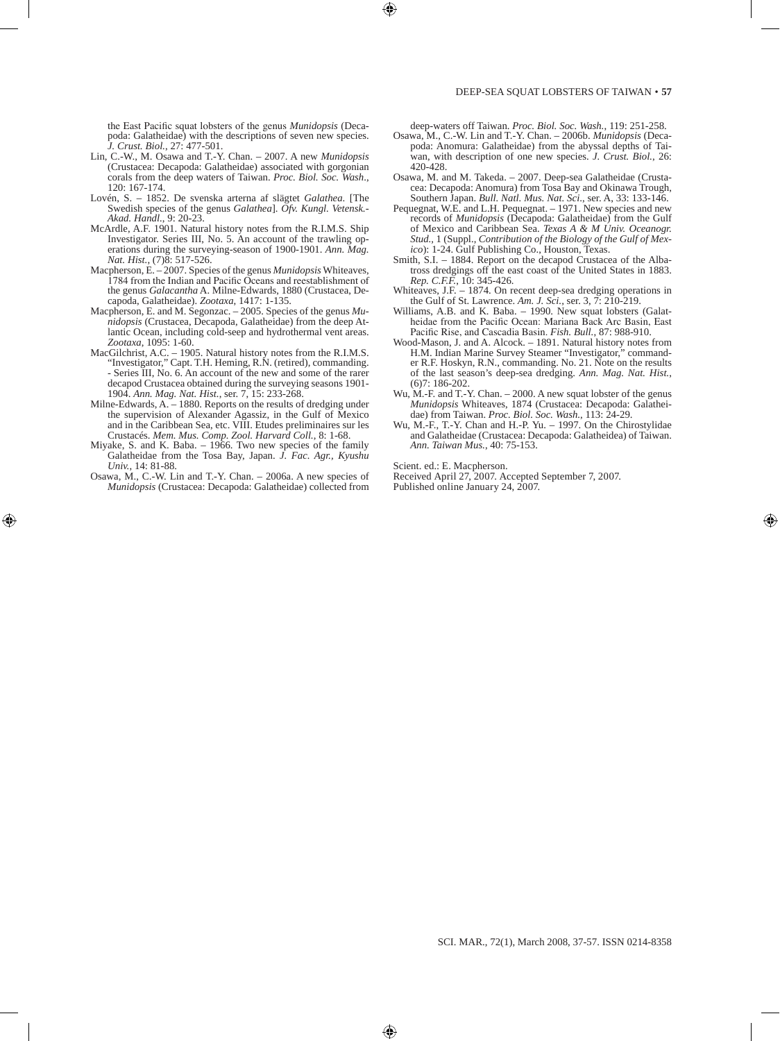the East Pacific squat lobsters of the genus *Munidopsis* (Decapoda: Galatheidae) with the descriptions of seven new species. *J. Crust. Biol.*, 27: 477-501.

Lin, C.-W., M. Osawa and T.-Y. Chan. – 2007. A new *Munidopsis* (Crustacea: Decapoda: Galatheidae) associated with gorgonian corals from the deep waters of Taiwan. *Proc. Biol. Soc. Wash.*, 120: 167-174.

Lovén, S. – 1852. De svenska arterna af slägtet *Galathea.* [The Swedish species of the genus *Galathea*]. *Öfv. Kungl. Vetensk.-Akad. Handl.*, 9: 20-23.

McArdle, A.F. 1901. Natural history notes from the R.I.M.S. Ship Investigator. Series III, No. 5. An account of the trawling operations during the surveying-season of 1900-1901. *Ann. Mag. Nat. Hist.*, (7)8: 517-526.

Macpherson, E. – 2007. Species of the genus *Munidopsis* Whiteaves, 1784 from the Indian and Pacific Oceans and reestablishment of the genus *Galacantha* A. Milne-Edwards, 1880 (Crustacea, Decapoda, Galatheidae). *Zootaxa*, 1417: 1-135.

Macpherson, E. and M. Segonzac. – 2005. Species of the genus *Munidopsis* (Crustacea, Decapoda, Galatheidae) from the deep Atlantic Ocean, including cold-seep and hydrothermal vent areas. *Zootaxa*, 1095: 1-60.

MacGilchrist, A.C. – 1905. Natural history notes from the R.I.M.S. "Investigator," Capt. T.H. Heming, R.N. (retired), commanding. - Series III, No. 6. An account of the new and some of the rarer decapod Crustacea obtained during the surveying seasons 1901-1904. *Ann. Mag. Nat. Hist.*, ser. 7, 15: 233-268.

Milne-Edwards, A. – 1880. Reports on the results of dredging under the supervision of Alexander Agassiz, in the Gulf of Mexico and in the Caribbean Sea, etc. VIII. Etudes preliminaires sur les Crustacés. *Mem. Mus. Comp. Zool. Harvard Coll.*, 8: 1-68.

Miyake, S. and K. Baba. – 1966. Two new species of the family Galatheidae from the Tosa Bay, Japan. *J. Fac. Agr., Kyushu Univ.*, 14: 81-88.

Osawa, M., C.-W. Lin and T.-Y. Chan. – 2006a. A new species of *Munidopsis* (Crustacea: Decapoda: Galatheidae) collected from deep-waters off Taiwan. *Proc. Biol. Soc. Wash.*, 119: 251-258.

Osawa, M., C.-W. Lin and T.-Y. Chan. – 2006b. *Munidopsis* (Decapoda: Anomura: Galatheidae) from the abyssal depths of Taiwan, with description of one new species. *J. Crust. Biol.*, 26: 420-428.

Osawa, M. and M. Takeda. – 2007. Deep-sea Galatheidae (Crustacea: Decapoda: Anomura) from Tosa Bay and Okinawa Trough, Southern Japan. *Bull. Natl. Mus. Nat. Sci.*, ser. A, 33: 133-146.

Pequegnat, W.E. and L.H. Pequegnat. – 1971. New species and new records of *Munidopsis* (Decapoda: Galatheidae) from the Gulf of Mexico and Caribbean Sea. *Texas A & M Univ. Oceanogr. Stud.*, 1 (Suppl., *Contribution of the Biology of the Gulf of Mexico*): 1-24. Gulf Publishing Co., Houston, Texas.

Smith, S.I. – 1884. Report on the decapod Crustacea of the Albatross dredgings off the east coast of the United States in 1883. *Rep. C.F.F.*, 10: 345-426.

Whiteaves, J.F. – 1874. On recent deep-sea dredging operations in the Gulf of St. Lawrence. *Am. J. Sci.*, ser. 3, 7: 210-219.

Williams, A.B. and K. Baba. – 1990. New squat lobsters (Galatheidae from the Pacific Ocean: Mariana Back Arc Basin, East Pacific Rise, and Cascadia Basin. *Fish. Bull.*, 87: 988-910.

Wood-Mason, J. and A. Alcock. – 1891. Natural history notes from H.M. Indian Marine Survey Steamer "Investigator," commander R.F. Hoskyn, R.N., commanding. No. 21. Note on the results of the last season's deep-sea dredging. *Ann. Mag. Nat. Hist.*, (6)7: 186-202.

Wu, M.-F. and T.-Y. Chan. – 2000. A new squat lobster of the genus *Munidopsis* Whiteaves, 1874 (Crustacea: Decapoda: Galatheidae) from Taiwan. *Proc. Biol. Soc. Wash.*, 113: 24-29.

Wu, M.-F., T.-Y. Chan and H.-P. Yu. – 1997. On the Chirostylidae and Galatheidae (Crustacea: Decapoda: Galatheidea) of Taiwan. *Ann. Taiwan Mus.*, 40: 75-153.

Scient. ed.: E. Macpherson.

Received April 27, 2007. Accepted September 7, 2007.

Published online January 24, 2007.